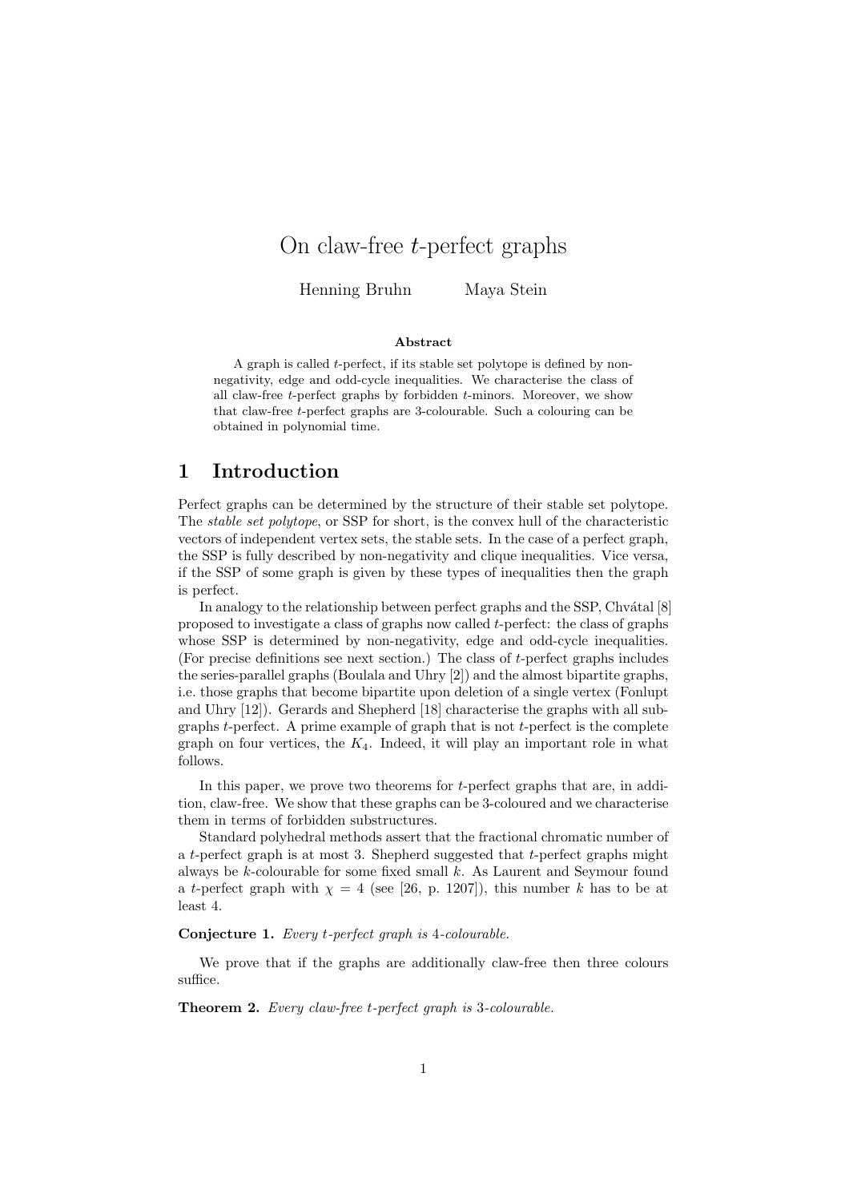# On claw-free $t$-perfect graphs

Henning Bruhn Maya Stein

**Abstract**

A graph is called $t$-perfect, if its stable set polytope is defined by non-negativity, edge and odd-cycle inequalities. We characterise the class of all claw-free $t$-perfect graphs by forbidden $t$-minors. Moreover, we show that claw-free $t$-perfect graphs are 3-colourable. Such a colouring can be obtained in polynomial time.

## 1 Introduction

Perfect graphs can be determined by the structure of their stable set polytope. The *stable set polytope*, or SSP for short, is the convex hull of the characteristic vectors of independent vertex sets, the stable sets. In the case of a perfect graph, the SSP is fully described by non-negativity and clique inequalities. Vice versa, if the SSP of some graph is given by these types of inequalities then the graph is perfect.

In analogy to the relationship between perfect graphs and the SSP, Chvátal [8] proposed to investigate a class of graphs now called $t$-perfect: the class of graphs whose SSP is determined by non-negativity, edge and odd-cycle inequalities. (For precise definitions see next section.) The class of $t$-perfect graphs includes the series-parallel graphs (Boulala and Uhry [2]) and the almost bipartite graphs, i.e. those graphs that become bipartite upon deletion of a single vertex (Fonlupt and Uhry [12]). Gerards and Shepherd [18] characterise the graphs with all subgraphs $t$-perfect. A prime example of graph that is not $t$-perfect is the complete graph on four vertices, the $K_4$. Indeed, it will play an important role in what follows.

In this paper, we prove two theorems for $t$-perfect graphs that are, in addition, claw-free. We show that these graphs can be 3-coloured and we characterise them in terms of forbidden substructures.

Standard polyhedral methods assert that the fractional chromatic number of a $t$-perfect graph is at most 3. Shepherd suggested that $t$-perfect graphs might always be $k$-colourable for some fixed small $k$. As Laurent and Seymour found a $t$-perfect graph with $\chi = 4$ (see [26, p. 1207]), this number $k$ has to be at least 4.

**Conjecture 1.** *Every $t$-perfect graph is 4-colourable.*

We prove that if the graphs are additionally claw-free then three colours suffice.

**Theorem 2.** *Every claw-free $t$-perfect graph is 3-colourable.*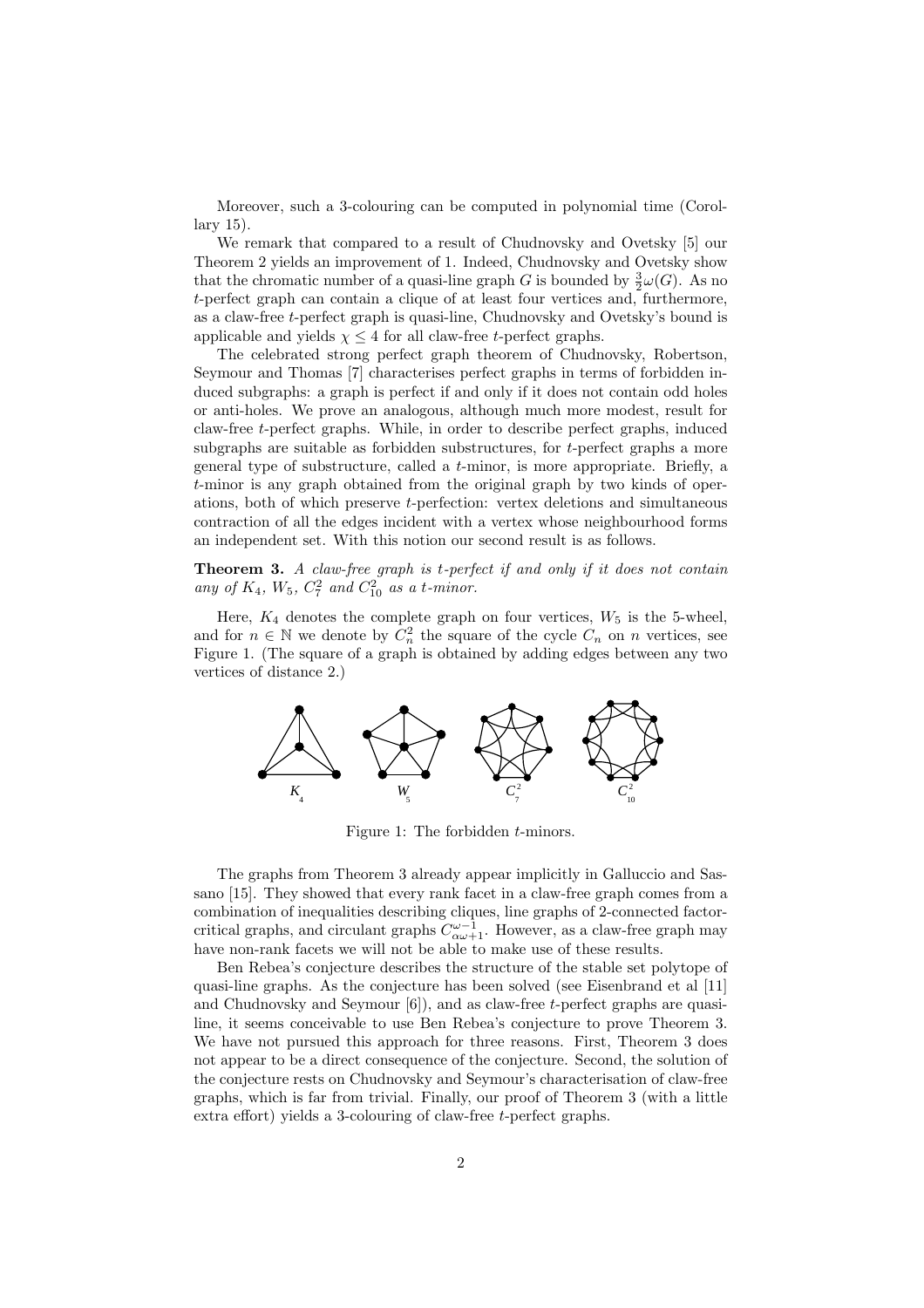Moreover, such a 3-colouring can be computed in polynomial time (Corollary 15).

We remark that compared to a result of Chudnovsky and Ovetsky [5] our Theorem 2 yields an improvement of 1. Indeed, Chudnovsky and Ovetsky show that the chromatic number of a quasi-line graph $G$ is bounded by $\frac{3}{2}\omega(G)$. As no $t$-perfect graph can contain a clique of at least four vertices and, furthermore, as a claw-free $t$-perfect graph is quasi-line, Chudnovsky and Ovetsky's bound is applicable and yields $\chi \leq 4$ for all claw-free $t$-perfect graphs.

The celebrated strong perfect graph theorem of Chudnovsky, Robertson, Seymour and Thomas [7] characterises perfect graphs in terms of forbidden induced subgraphs: a graph is perfect if and only if it does not contain odd holes or anti-holes. We prove an analogous, although much more modest, result for claw-free $t$-perfect graphs. While, in order to describe perfect graphs, induced subgraphs are suitable as forbidden substructures, for $t$-perfect graphs a more general type of substructure, called a $t$-minor, is more appropriate. Briefly, a $t$-minor is any graph obtained from the original graph by two kinds of operations, both of which preserve $t$-perfection: vertex deletions and simultaneous contraction of all the edges incident with a vertex whose neighbourhood forms an independent set. With this notion our second result is as follows.

**Theorem 3.** *A claw-free graph is $t$-perfect if and only if it does not contain any of $K_4$, $W_5$, $C_7^2$ and $C_{10}^2$ as a $t$-minor.*

Here, $K_4$ denotes the complete graph on four vertices, $W_5$ is the 5-wheel, and for $n \in \mathbb{N}$ we denote by $C_n^2$ the square of the cycle $C_n$ on $n$ vertices, see Figure 1. (The square of a graph is obtained by adding edges between any two vertices of distance 2.)

$K_4$ $W_5$ $C_7^2$ $C_{10}^2$

Figure 1: The forbidden $t$-minors.

The graphs from Theorem 3 already appear implicitly in Galluccio and Sassano [15]. They showed that every rank facet in a claw-free graph comes from a combination of inequalities describing cliques, line graphs of 2-connected factor-critical graphs, and circulant graphs $C_{\alpha\omega+1}^{\omega-1}$. However, as a claw-free graph may have non-rank facets we will not be able to make use of these results.

Ben Rebea's conjecture describes the structure of the stable set polytope of quasi-line graphs. As the conjecture has been solved (see Eisenbrand et al [11] and Chudnovsky and Seymour [6]), and as claw-free $t$-perfect graphs are quasi-line, it seems conceivable to use Ben Rebea's conjecture to prove Theorem 3. We have not pursued this approach for three reasons. First, Theorem 3 does not appear to be a direct consequence of the conjecture. Second, the solution of the conjecture rests on Chudnovsky and Seymour's characterisation of claw-free graphs, which is far from trivial. Finally, our proof of Theorem 3 (with a little extra effort) yields a 3-colouring of claw-free $t$-perfect graphs.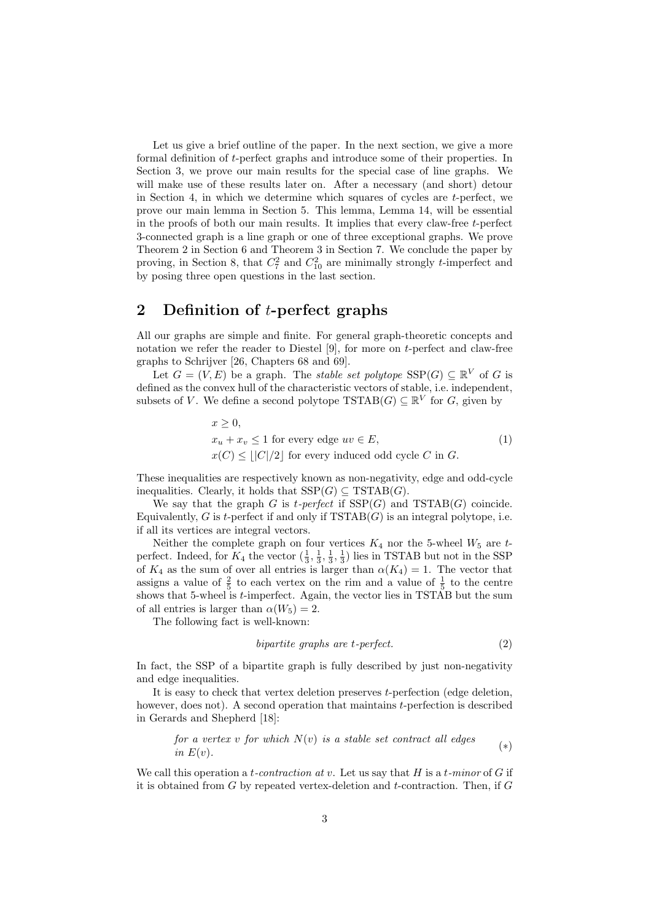Let us give a brief outline of the paper. In the next section, we give a more formal definition of $t$-perfect graphs and introduce some of their properties. In Section 3, we prove our main results for the special case of line graphs. We will make use of these results later on. After a necessary (and short) detour in Section 4, in which we determine which squares of cycles are $t$-perfect, we prove our main lemma in Section 5. This lemma, Lemma 14, will be essential in the proofs of both our main results. It implies that every claw-free $t$-perfect 3-connected graph is a line graph or one of three exceptional graphs. We prove Theorem 2 in Section 6 and Theorem 3 in Section 7. We conclude the paper by proving, in Section 8, that $C_7^2$ and $C_{10}^2$ are minimally strongly $t$-imperfect and by posing three open questions in the last section.

## 2 Definition of $t$-perfect graphs

All our graphs are simple and finite. For general graph-theoretic concepts and notation we refer the reader to Diestel [9], for more on $t$-perfect and claw-free graphs to Schrijver [26, Chapters 68 and 69].

Let $G = (V, E)$ be a graph. The *stable set polytope* $\mathrm{SSP}(G) \subseteq \mathbb{R}^V$ of $G$ is defined as the convex hull of the characteristic vectors of stable, i.e. independent, subsets of $V$. We define a second polytope $\mathrm{TSTAB}(G) \subseteq \mathbb{R}^V$ for $G$, given by

$$
\begin{aligned}
&x \geq 0, \\
&x_u + x_v \leq 1 \text{ for every edge } uv \in E, \\
&x(C) \leq \lfloor |C|/2 \rfloor \text{ for every induced odd cycle } C \text{ in } G.
\end{aligned}
\tag{1}
$$

These inequalities are respectively known as non-negativity, edge and odd-cycle inequalities. Clearly, it holds that $\mathrm{SSP}(G) \subseteq \mathrm{TSTAB}(G)$.

We say that the graph $G$ is *$t$-perfect* if $\mathrm{SSP}(G)$ and $\mathrm{TSTAB}(G)$ coincide. Equivalently, $G$ is $t$-perfect if and only if $\mathrm{TSTAB}(G)$ is an integral polytope, i.e. if all its vertices are integral vectors.

Neither the complete graph on four vertices $K_4$ nor the 5-wheel $W_5$ are $t$-perfect. Indeed, for $K_4$ the vector $(\frac{1}{3}, \frac{1}{3}, \frac{1}{3}, \frac{1}{3})$ lies in TSTAB but not in the SSP of $K_4$ as the sum of over all entries is larger than $\alpha(K_4) = 1$. The vector that assigns a value of $\frac{2}{5}$ to each vertex on the rim and a value of $\frac{1}{5}$ to the centre shows that 5-wheel is $t$-imperfect. Again, the vector lies in TSTAB but the sum of all entries is larger than $\alpha(W_5) = 2$.

The following fact is well-known:

$$
\textit{bipartite graphs are } t\textit{-perfect.} \tag{2}
$$

In fact, the SSP of a bipartite graph is fully described by just non-negativity and edge inequalities.

It is easy to check that vertex deletion preserves $t$-perfection (edge deletion, however, does not). A second operation that maintains $t$-perfection is described in Gerards and Shepherd [18]:

> *for a vertex $v$ for which $N(v)$ is a stable set contract all edges in $E(v)$.* $(*)$

We call this operation a *$t$-contraction at $v$*. Let us say that $H$ is a *$t$-minor* of $G$ if it is obtained from $G$ by repeated vertex-deletion and $t$-contraction. Then, if $G$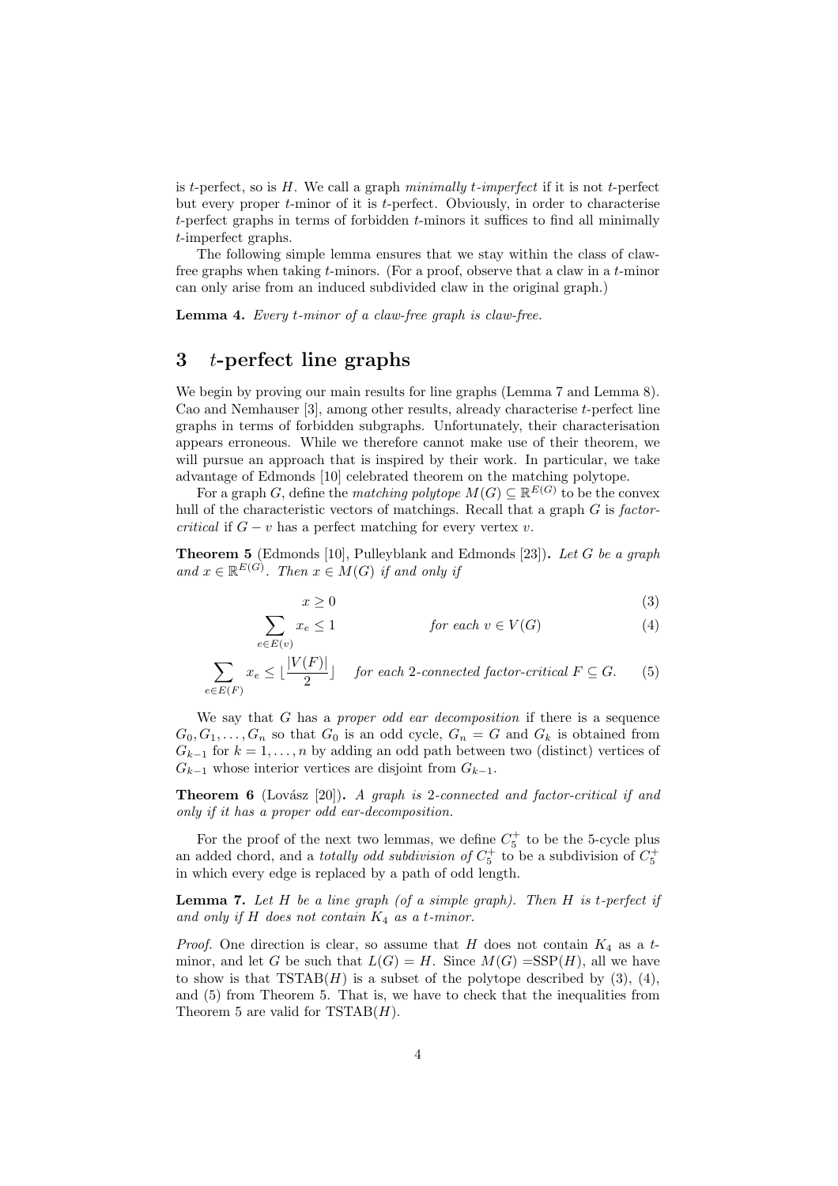is $t$-perfect, so is $H$. We call a graph *minimally $t$-imperfect* if it is not $t$-perfect but every proper $t$-minor of it is $t$-perfect. Obviously, in order to characterise $t$-perfect graphs in terms of forbidden $t$-minors it suffices to find all minimally $t$-imperfect graphs.

The following simple lemma ensures that we stay within the class of claw-free graphs when taking $t$-minors. (For a proof, observe that a claw in a $t$-minor can only arise from an induced subdivided claw in the original graph.)

**Lemma 4.** *Every $t$-minor of a claw-free graph is claw-free.*

# 3 $t$-perfect line graphs

We begin by proving our main results for line graphs (Lemma 7 and Lemma 8). Cao and Nemhauser [3], among other results, already characterise $t$-perfect line graphs in terms of forbidden subgraphs. Unfortunately, their characterisation appears erroneous. While we therefore cannot make use of their theorem, we will pursue an approach that is inspired by their work. In particular, we take advantage of Edmonds [10] celebrated theorem on the matching polytope.

For a graph $G$, define the *matching polytope* $M(G) \subseteq \mathbb{R}^{E(G)}$ to be the convex hull of the characteristic vectors of matchings. Recall that a graph $G$ is *factor-critical* if $G - v$ has a perfect matching for every vertex $v$.

**Theorem 5** (Edmonds [10], Pulleyblank and Edmonds [23]). *Let $G$ be a graph and $x \in \mathbb{R}^{E(G)}$. Then $x \in M(G)$ if and only if*

$$x \geq 0 \tag{3}$$

$$\sum_{e \in E(v)} x_e \leq 1 \qquad \text{for each } v \in V(G) \tag{4}$$

$$\sum_{e \in E(F)} x_e \leq \lfloor \frac{|V(F)|}{2} \rfloor \quad \text{for each 2-connected factor-critical } F \subseteq G. \tag{5}$$

We say that $G$ has a *proper odd ear decomposition* if there is a sequence $G_0, G_1, \ldots, G_n$ so that $G_0$ is an odd cycle, $G_n = G$ and $G_k$ is obtained from $G_{k-1}$ for $k = 1, \ldots, n$ by adding an odd path between two (distinct) vertices of $G_{k-1}$ whose interior vertices are disjoint from $G_{k-1}$.

**Theorem 6** (Lovász [20]). *A graph is 2-connected and factor-critical if and only if it has a proper odd ear-decomposition.*

For the proof of the next two lemmas, we define $C_5^+$ to be the 5-cycle plus an added chord, and a *totally odd subdivision of* $C_5^+$ to be a subdivision of $C_5^+$ in which every edge is replaced by a path of odd length.

**Lemma 7.** *Let $H$ be a line graph (of a simple graph). Then $H$ is $t$-perfect if and only if $H$ does not contain $K_4$ as a $t$-minor.*

*Proof.* One direction is clear, so assume that $H$ does not contain $K_4$ as a $t$-minor, and let $G$ be such that $L(G) = H$. Since $M(G) =$SSP$(H)$, all we have to show is that TSTAB$(H)$ is a subset of the polytope described by (3), (4), and (5) from Theorem 5. That is, we have to check that the inequalities from Theorem 5 are valid for TSTAB$(H)$.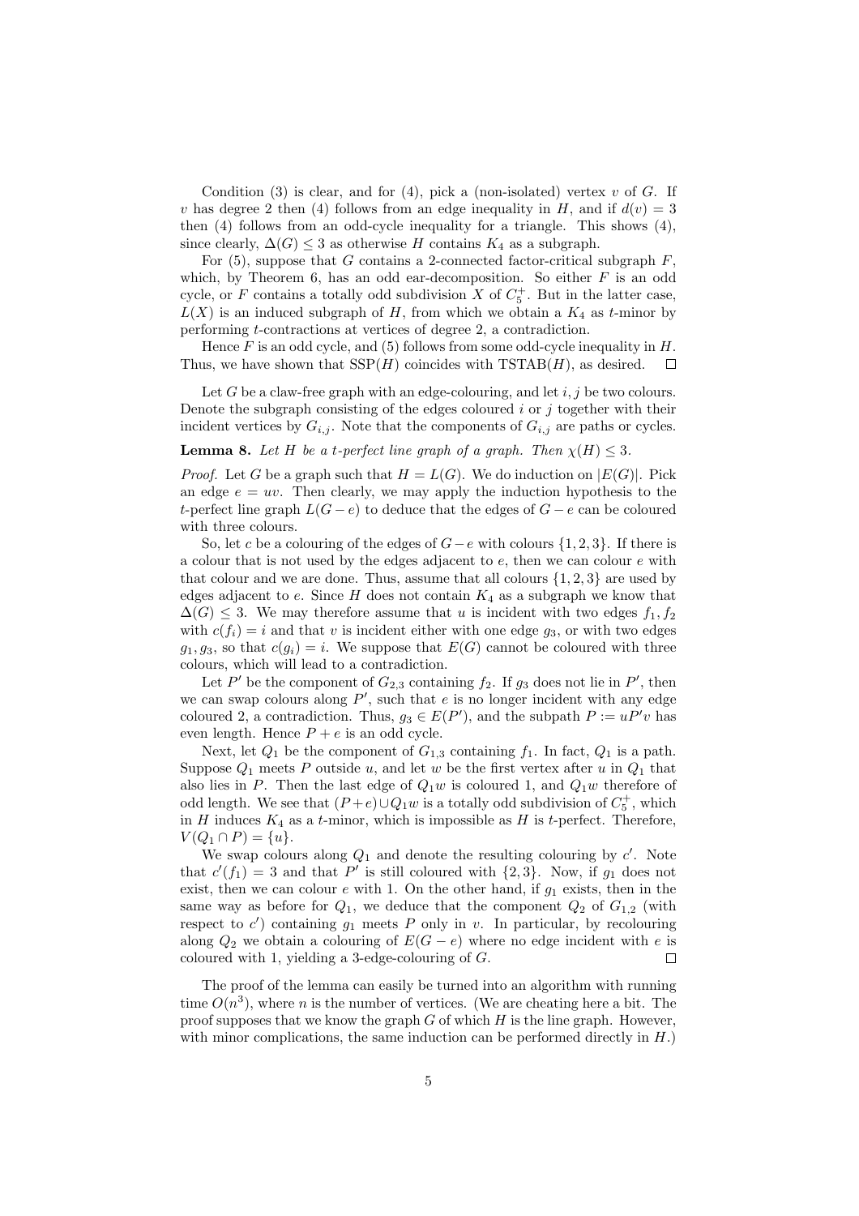Condition (3) is clear, and for (4), pick a (non-isolated) vertex $v$ of $G$. If $v$ has degree 2 then (4) follows from an edge inequality in $H$, and if $d(v) = 3$ then (4) follows from an odd-cycle inequality for a triangle. This shows (4), since clearly, $\Delta(G) \leq 3$ as otherwise $H$ contains $K_4$ as a subgraph.

For (5), suppose that $G$ contains a 2-connected factor-critical subgraph $F$, which, by Theorem 6, has an odd ear-decomposition. So either $F$ is an odd cycle, or $F$ contains a totally odd subdivision $X$ of $C_5^+$. But in the latter case, $L(X)$ is an induced subgraph of $H$, from which we obtain a $K_4$ as $t$-minor by performing $t$-contractions at vertices of degree 2, a contradiction.

Hence $F$ is an odd cycle, and (5) follows from some odd-cycle inequality in $H$. Thus, we have shown that $\mathrm{SSP}(H)$ coincides with $\mathrm{TSTAB}(H)$, as desired. $\square$

Let $G$ be a claw-free graph with an edge-colouring, and let $i, j$ be two colours. Denote the subgraph consisting of the edges coloured $i$ or $j$ together with their incident vertices by $G_{i,j}$. Note that the components of $G_{i,j}$ are paths or cycles.

**Lemma 8.** *Let $H$ be a $t$-perfect line graph of a graph. Then $\chi(H) \leq 3$.*

*Proof.* Let $G$ be a graph such that $H = L(G)$. We do induction on $|E(G)|$. Pick an edge $e = uv$. Then clearly, we may apply the induction hypothesis to the $t$-perfect line graph $L(G - e)$ to deduce that the edges of $G - e$ can be coloured with three colours.

So, let $c$ be a colouring of the edges of $G-e$ with colours $\{1, 2, 3\}$. If there is a colour that is not used by the edges adjacent to $e$, then we can colour $e$ with that colour and we are done. Thus, assume that all colours $\{1, 2, 3\}$ are used by edges adjacent to $e$. Since $H$ does not contain $K_4$ as a subgraph we know that $\Delta(G) \leq 3$. We may therefore assume that $u$ is incident with two edges $f_1, f_2$ with $c(f_i) = i$ and that $v$ is incident either with one edge $g_3$, or with two edges $g_1, g_3$, so that $c(g_i) = i$. We suppose that $E(G)$ cannot be coloured with three colours, which will lead to a contradiction.

Let $P'$ be the component of $G_{2,3}$ containing $f_2$. If $g_3$ does not lie in $P'$, then we can swap colours along $P'$, such that $e$ is no longer incident with any edge coloured 2, a contradiction. Thus, $g_3 \in E(P')$, and the subpath $P := uP'v$ has even length. Hence $P + e$ is an odd cycle.

Next, let $Q_1$ be the component of $G_{1,3}$ containing $f_1$. In fact, $Q_1$ is a path. Suppose $Q_1$ meets $P$ outside $u$, and let $w$ be the first vertex after $u$ in $Q_1$ that also lies in $P$. Then the last edge of $Q_1w$ is coloured 1, and $Q_1w$ therefore of odd length. We see that $(P+e) \cup Q_1w$ is a totally odd subdivision of $C_5^+$, which in $H$ induces $K_4$ as a $t$-minor, which is impossible as $H$ is $t$-perfect. Therefore, $V(Q_1 \cap P) = \{u\}$.

We swap colours along $Q_1$ and denote the resulting colouring by $c'$. Note that $c'(f_1) = 3$ and that $P'$ is still coloured with $\{2, 3\}$. Now, if $g_1$ does not exist, then we can colour $e$ with 1. On the other hand, if $g_1$ exists, then in the same way as before for $Q_1$, we deduce that the component $Q_2$ of $G_{1,2}$ (with respect to $c'$) containing $g_1$ meets $P$ only in $v$. In particular, by recolouring along $Q_2$ we obtain a colouring of $E(G - e)$ where no edge incident with $e$ is coloured with 1, yielding a 3-edge-colouring of $G$. $\square$

The proof of the lemma can easily be turned into an algorithm with running time $O(n^3)$, where $n$ is the number of vertices. (We are cheating here a bit. The proof supposes that we know the graph $G$ of which $H$ is the line graph. However, with minor complications, the same induction can be performed directly in $H$.)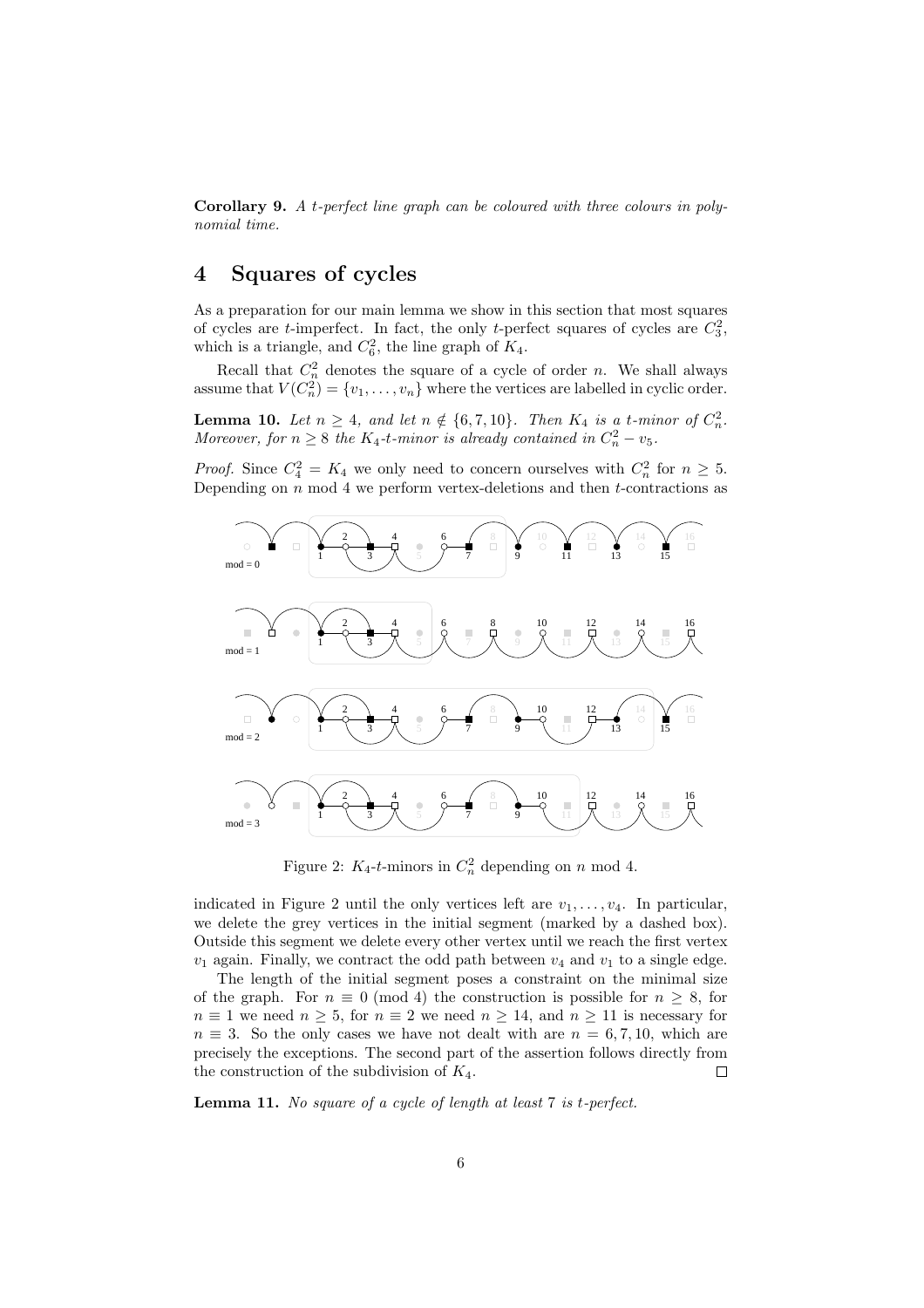**Corollary 9.** *A t-perfect line graph can be coloured with three colours in polynomial time.*

## 4 Squares of cycles

As a preparation for our main lemma we show in this section that most squares of cycles are $t$-imperfect. In fact, the only $t$-perfect squares of cycles are $C_3^2$, which is a triangle, and $C_6^2$, the line graph of $K_4$.

Recall that $C_n^2$ denotes the square of a cycle of order $n$. We shall always assume that $V(C_n^2) = \{v_1, \ldots, v_n\}$ where the vertices are labelled in cyclic order.

**Lemma 10.** *Let $n \geq 4$, and let $n \notin \{6, 7, 10\}$. Then $K_4$ is a t-minor of $C_n^2$. Moreover, for $n \geq 8$ the $K_4$-t-minor is already contained in $C_n^2 - v_5$.*

*Proof.* Since $C_4^2 = K_4$ we only need to concern ourselves with $C_n^2$ for $n \geq 5$. Depending on $n$ mod 4 we perform vertex-deletions and then $t$-contractions as

mod = 0

mod = 1

mod = 2

mod = 3

Figure 2: $K_4$-$t$-minors in $C_n^2$ depending on $n$ mod 4.

indicated in Figure 2 until the only vertices left are $v_1, \ldots, v_4$. In particular, we delete the grey vertices in the initial segment (marked by a dashed box). Outside this segment we delete every other vertex until we reach the first vertex $v_1$ again. Finally, we contract the odd path between $v_4$ and $v_1$ to a single edge.

The length of the initial segment poses a constraint on the minimal size of the graph. For $n \equiv 0 \pmod 4$ the construction is possible for $n \geq 8$, for $n \equiv 1$ we need $n \geq 5$, for $n \equiv 2$ we need $n \geq 14$, and $n \geq 11$ is necessary for $n \equiv 3$. So the only cases we have not dealt with are $n = 6, 7, 10$, which are precisely the exceptions. The second part of the assertion follows directly from the construction of the subdivision of $K_4$. $\square$

**Lemma 11.** *No square of a cycle of length at least 7 is t-perfect.*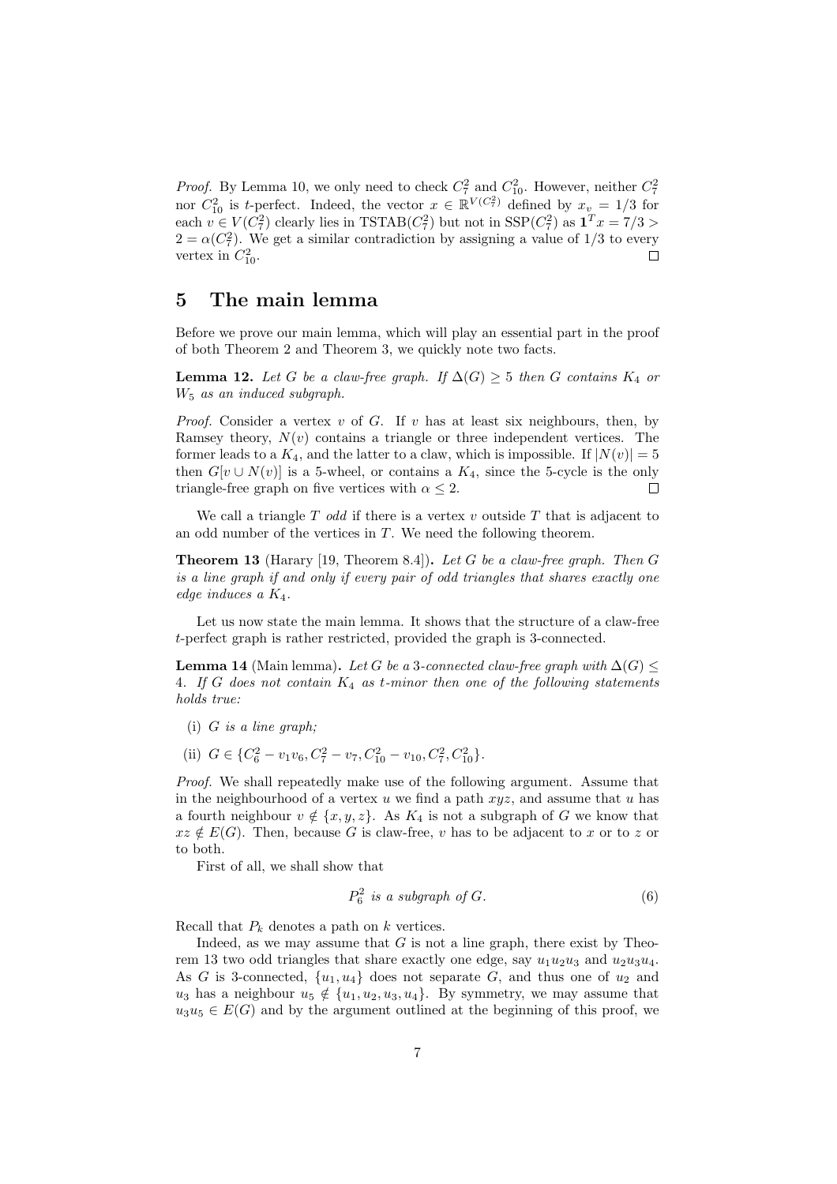*Proof.* By Lemma 10, we only need to check $C_7^2$ and $C_{10}^2$. However, neither $C_7^2$ nor $C_{10}^2$ is $t$-perfect. Indeed, the vector $x \in \mathbb{R}^{V(C_7^2)}$ defined by $x_v = 1/3$ for each $v \in V(C_7^2)$ clearly lies in TSTAB$(C_7^2)$ but not in SSP$(C_7^2)$ as $\mathbf{1}^T x = 7/3 > 2 = \alpha(C_7^2)$. We get a similar contradiction by assigning a value of $1/3$ to every vertex in $C_{10}^2$. □

## 5 The main lemma

Before we prove our main lemma, which will play an essential part in the proof of both Theorem 2 and Theorem 3, we quickly note two facts.

**Lemma 12.** *Let $G$ be a claw-free graph. If $\Delta(G) \geq 5$ then $G$ contains $K_4$ or $W_5$ as an induced subgraph.*

*Proof.* Consider a vertex $v$ of $G$. If $v$ has at least six neighbours, then, by Ramsey theory, $N(v)$ contains a triangle or three independent vertices. The former leads to a $K_4$, and the latter to a claw, which is impossible. If $|N(v)| = 5$ then $G[v \cup N(v)]$ is a 5-wheel, or contains a $K_4$, since the 5-cycle is the only triangle-free graph on five vertices with $\alpha \leq 2$. □

We call a triangle $T$ *odd* if there is a vertex $v$ outside $T$ that is adjacent to an odd number of the vertices in $T$. We need the following theorem.

**Theorem 13** (Harary [19, Theorem 8.4])**.** *Let $G$ be a claw-free graph. Then $G$ is a line graph if and only if every pair of odd triangles that shares exactly one edge induces a $K_4$.*

Let us now state the main lemma. It shows that the structure of a claw-free $t$-perfect graph is rather restricted, provided the graph is 3-connected.

**Lemma 14** (Main lemma)**.** *Let $G$ be a 3-connected claw-free graph with $\Delta(G) \leq 4$. If $G$ does not contain $K_4$ as $t$-minor then one of the following statements holds true:*

- (i) *$G$ is a line graph;*
- (ii) *$G \in \{C_6^2 - v_1v_6, C_7^2 - v_7, C_{10}^2 - v_{10}, C_7^2, C_{10}^2\}$.*

*Proof.* We shall repeatedly make use of the following argument. Assume that in the neighbourhood of a vertex $u$ we find a path $xyz$, and assume that $u$ has a fourth neighbour $v \notin \{x, y, z\}$. As $K_4$ is not a subgraph of $G$ we know that $xz \notin E(G)$. Then, because $G$ is claw-free, $v$ has to be adjacent to $x$ or to $z$ or to both.

First of all, we shall show that

$$P_6^2 \text{ is a subgraph of } G. \tag{6}$$

Recall that $P_k$ denotes a path on $k$ vertices.

Indeed, as we may assume that $G$ is not a line graph, there exist by Theorem 13 two odd triangles that share exactly one edge, say $u_1u_2u_3$ and $u_2u_3u_4$. As $G$ is 3-connected, $\{u_1, u_4\}$ does not separate $G$, and thus one of $u_2$ and $u_3$ has a neighbour $u_5 \notin \{u_1, u_2, u_3, u_4\}$. By symmetry, we may assume that $u_3u_5 \in E(G)$ and by the argument outlined at the beginning of this proof, we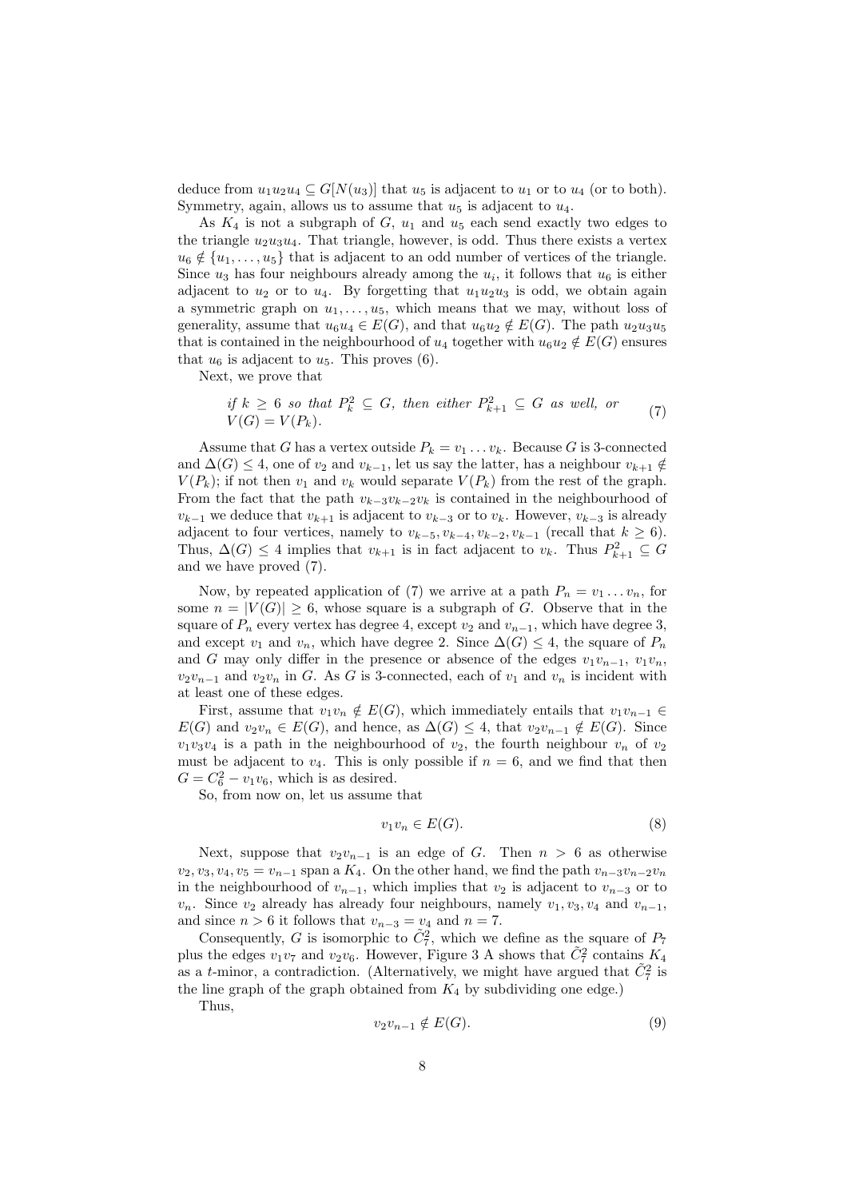deduce from $u_1u_2u_4 \subseteq G[N(u_3)]$ that $u_5$ is adjacent to $u_1$ or to $u_4$ (or to both). Symmetry, again, allows us to assume that $u_5$ is adjacent to $u_4$.

As $K_4$ is not a subgraph of $G$, $u_1$ and $u_5$ each send exactly two edges to the triangle $u_2u_3u_4$. That triangle, however, is odd. Thus there exists a vertex $u_6 \notin \{u_1, \ldots, u_5\}$ that is adjacent to an odd number of vertices of the triangle. Since $u_3$ has four neighbours already among the $u_i$, it follows that $u_6$ is either adjacent to $u_2$ or to $u_4$. By forgetting that $u_1u_2u_3$ is odd, we obtain again a symmetric graph on $u_1, \ldots, u_5$, which means that we may, without loss of generality, assume that $u_6u_4 \in E(G)$, and that $u_6u_2 \notin E(G)$. The path $u_2u_3u_5$ that is contained in the neighbourhood of $u_4$ together with $u_6u_2 \notin E(G)$ ensures that $u_6$ is adjacent to $u_5$. This proves (6).

Next, we prove that

$$\textit{if } k \geq 6 \textit{ so that } P_k^2 \subseteq G, \textit{ then either } P_{k+1}^2 \subseteq G \textit{ as well, or } V(G) = V(P_k). \tag{7}$$

Assume that $G$ has a vertex outside $P_k = v_1 \ldots v_k$. Because $G$ is 3-connected and $\Delta(G) \leq 4$, one of $v_2$ and $v_{k-1}$, let us say the latter, has a neighbour $v_{k+1} \notin V(P_k)$; if not then $v_1$ and $v_k$ would separate $V(P_k)$ from the rest of the graph. From the fact that the path $v_{k-3}v_{k-2}v_k$ is contained in the neighbourhood of $v_{k-1}$ we deduce that $v_{k+1}$ is adjacent to $v_{k-3}$ or to $v_k$. However, $v_{k-3}$ is already adjacent to four vertices, namely to $v_{k-5}, v_{k-4}, v_{k-2}, v_{k-1}$ (recall that $k \geq 6$). Thus, $\Delta(G) \leq 4$ implies that $v_{k+1}$ is in fact adjacent to $v_k$. Thus $P_{k+1}^2 \subseteq G$ and we have proved (7).

Now, by repeated application of (7) we arrive at a path $P_n = v_1 \ldots v_n$, for some $n = |V(G)| \geq 6$, whose square is a subgraph of $G$. Observe that in the square of $P_n$ every vertex has degree 4, except $v_2$ and $v_{n-1}$, which have degree 3, and except $v_1$ and $v_n$, which have degree 2. Since $\Delta(G) \leq 4$, the square of $P_n$ and $G$ may only differ in the presence or absence of the edges $v_1v_{n-1}$, $v_1v_n$, $v_2v_{n-1}$ and $v_2v_n$ in $G$. As $G$ is 3-connected, each of $v_1$ and $v_n$ is incident with at least one of these edges.

First, assume that $v_1v_n \notin E(G)$, which immediately entails that $v_1v_{n-1} \in E(G)$ and $v_2v_n \in E(G)$, and hence, as $\Delta(G) \leq 4$, that $v_2v_{n-1} \notin E(G)$. Since $v_1v_3v_4$ is a path in the neighbourhood of $v_2$, the fourth neighbour $v_n$ of $v_2$ must be adjacent to $v_4$. This is only possible if $n = 6$, and we find that then $G = C_6^2 - v_1v_6$, which is as desired.

So, from now on, let us assume that

$$v_1v_n \in E(G). \tag{8}$$

Next, suppose that $v_2v_{n-1}$ is an edge of $G$. Then $n > 6$ as otherwise $v_2, v_3, v_4, v_5 = v_{n-1}$ span a $K_4$. On the other hand, we find the path $v_{n-3}v_{n-2}v_n$ in the neighbourhood of $v_{n-1}$, which implies that $v_2$ is adjacent to $v_{n-3}$ or to $v_n$. Since $v_2$ already has already four neighbours, namely $v_1, v_3, v_4$ and $v_{n-1}$, and since $n > 6$ it follows that $v_{n-3} = v_4$ and $n = 7$.

Consequently, $G$ is isomorphic to $\tilde{C}_7^2$, which we define as the square of $P_7$ plus the edges $v_1v_7$ and $v_2v_6$. However, Figure 3 A shows that $\tilde{C}_7^2$ contains $K_4$ as a $t$-minor, a contradiction. (Alternatively, we might have argued that $\tilde{C}_7^2$ is the line graph of the graph obtained from $K_4$ by subdividing one edge.)

Thus,

$$v_2v_{n-1} \notin E(G). \tag{9}$$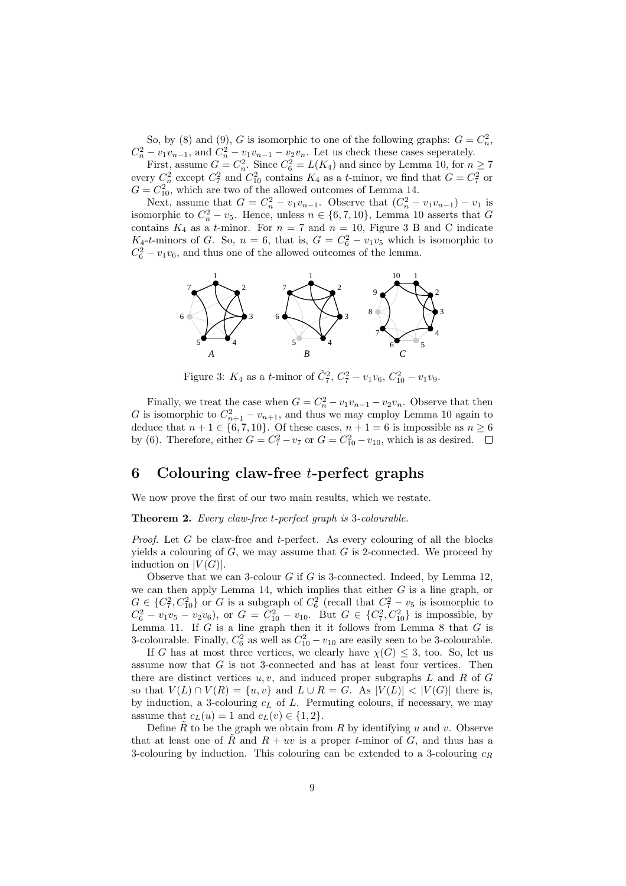So, by (8) and (9), $G$ is isomorphic to one of the following graphs: $G = C_n^2$, $C_n^2 - v_1v_{n-1}$, and $C_n^2 - v_1v_{n-1} - v_2v_n$. Let us check these cases seperately.

First, assume $G = C_n^2$. Since $C_6^2 = L(K_4)$ and since by Lemma 10, for $n \geq 7$ every $C_n^2$ except $C_7^2$ and $C_{10}^2$ contains $K_4$ as a $t$-minor, we find that $G = C_7^2$ or $G = C_{10}^2$, which are two of the allowed outcomes of Lemma 14.

Next, assume that $G = C_n^2 - v_1v_{n-1}$. Observe that $(C_n^2 - v_1v_{n-1}) - v_1$ is isomorphic to $C_n^2 - v_5$. Hence, unless $n \in \{6, 7, 10\}$, Lemma 10 asserts that $G$ contains $K_4$ as a $t$-minor. For $n = 7$ and $n = 10$, Figure 3 B and C indicate $K_4$-$t$-minors of $G$. So, $n = 6$, that is, $G = C_6^2 - v_1v_5$ which is isomorphic to $C_6^2 - v_1v_6$, and thus one of the allowed outcomes of the lemma.

A

B

C

Figure 3: $K_4$ as a $t$-minor of $\tilde{C}_7^2$, $C_7^2 - v_1v_6$, $C_{10}^2 - v_1v_9$.

Finally, we treat the case when $G = C_n^2 - v_1v_{n-1} - v_2v_n$. Observe that then $G$ is isomorphic to $C_{n+1}^2 - v_{n+1}$, and thus we may employ Lemma 10 again to deduce that $n + 1 \in \{6, 7, 10\}$. Of these cases, $n + 1 = 6$ is impossible as $n \geq 6$ by (6). Therefore, either $G = C_7^2 - v_7$ or $G = C_{10}^2 - v_{10}$, which is as desired. $\square$

## 6 Colouring claw-free $t$-perfect graphs

We now prove the first of our two main results, which we restate.

**Theorem 2.** *Every claw-free $t$-perfect graph is 3-colourable.*

*Proof.* Let $G$ be claw-free and $t$-perfect. As every colouring of all the blocks yields a colouring of $G$, we may assume that $G$ is 2-connected. We proceed by induction on $|V(G)|$.

Observe that we can 3-colour $G$ if $G$ is 3-connected. Indeed, by Lemma 12, we can then apply Lemma 14, which implies that either $G$ is a line graph, or $G \in \{C_7^2, C_{10}^2\}$ or $G$ is a subgraph of $C_6^2$ (recall that $C_7^2 - v_5$ is isomorphic to $C_6^2 - v_1v_5 - v_2v_6$), or $G = C_{10}^2 - v_{10}$. But $G \in \{C_7^2, C_{10}^2\}$ is impossible, by Lemma 11. If $G$ is a line graph then it it follows from Lemma 8 that $G$ is 3-colourable. Finally, $C_6^2$ as well as $C_{10}^2 - v_{10}$ are easily seen to be 3-colourable.

If $G$ has at most three vertices, we clearly have $\chi(G) \leq 3$, too. So, let us assume now that $G$ is not 3-connected and has at least four vertices. Then there are distinct vertices $u, v$, and induced proper subgraphs $L$ and $R$ of $G$ so that $V(L) \cap V(R) = \{u, v\}$ and $L \cup R = G$. As $|V(L)| < |V(G)|$ there is, by induction, a 3-colouring $c_L$ of $L$. Permuting colours, if necessary, we may assume that $c_L(u) = 1$ and $c_L(v) \in \{1, 2\}$.

Define $\tilde{R}$ to be the graph we obtain from $R$ by identifying $u$ and $v$. Observe that at least one of $\tilde{R}$ and $R + uv$ is a proper $t$-minor of $G$, and thus has a 3-colouring by induction. This colouring can be extended to a 3-colouring $c_R$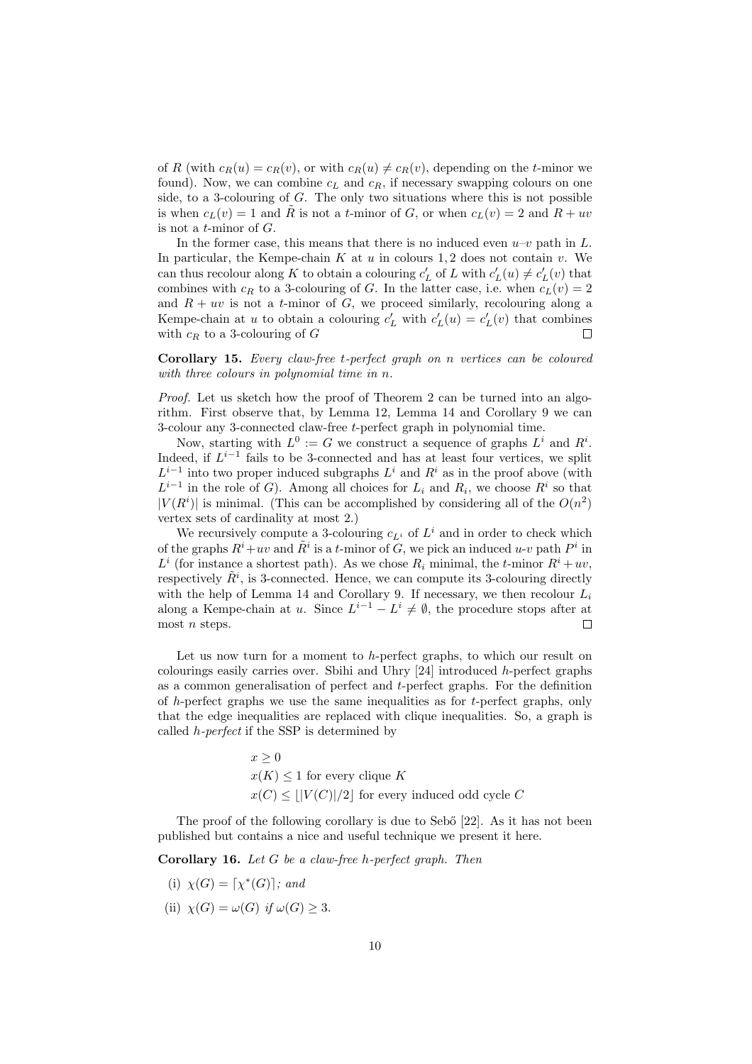of $R$ (with $c_R(u) = c_R(v)$, or with $c_R(u) \neq c_R(v)$, depending on the $t$-minor we found). Now, we can combine $c_L$ and $c_R$, if necessary swapping colours on one side, to a 3-colouring of $G$. The only two situations where this is not possible is when $c_L(v) = 1$ and $\tilde{R}$ is not a $t$-minor of $G$, or when $c_L(v) = 2$ and $R + uv$ is not a $t$-minor of $G$.

In the former case, this means that there is no induced even $u$–$v$ path in $L$. In particular, the Kempe-chain $K$ at $u$ in colours $1, 2$ does not contain $v$. We can thus recolour along $K$ to obtain a colouring $c'_L$ of $L$ with $c'_L(u) \neq c'_L(v)$ that combines with $c_R$ to a 3-colouring of $G$. In the latter case, i.e. when $c_L(v) = 2$ and $R + uv$ is not a $t$-minor of $G$, we proceed similarly, recolouring along a Kempe-chain at $u$ to obtain a colouring $c'_L$ with $c'_L(u) = c'_L(v)$ that combines with $c_R$ to a 3-colouring of $G$ $\square$

**Corollary 15.** *Every claw-free $t$-perfect graph on $n$ vertices can be coloured with three colours in polynomial time in $n$.*

*Proof.* Let us sketch how the proof of Theorem 2 can be turned into an algorithm. First observe that, by Lemma 12, Lemma 14 and Corollary 9 we can 3-colour any 3-connected claw-free $t$-perfect graph in polynomial time.

Now, starting with $L^0 := G$ we construct a sequence of graphs $L^i$ and $R^i$. Indeed, if $L^{i-1}$ fails to be 3-connected and has at least four vertices, we split $L^{i-1}$ into two proper induced subgraphs $L^i$ and $R^i$ as in the proof above (with $L^{i-1}$ in the role of $G$). Among all choices for $L_i$ and $R_i$, we choose $R^i$ so that $|V(R^i)|$ is minimal. (This can be accomplished by considering all of the $O(n^2)$ vertex sets of cardinality at most 2.)

We recursively compute a 3-colouring $c_{L^i}$ of $L^i$ and in order to check which of the graphs $R^i + uv$ and $\tilde{R}^i$ is a $t$-minor of $G$, we pick an induced $u$-$v$ path $P^i$ in $L^i$ (for instance a shortest path). As we chose $R_i$ minimal, the $t$-minor $R^i + uv$, respectively $\tilde{R}^i$, is 3-connected. Hence, we can compute its 3-colouring directly with the help of Lemma 14 and Corollary 9. If necessary, we then recolour $L_i$ along a Kempe-chain at $u$. Since $L^{i-1} - L^i \neq \emptyset$, the procedure stops after at most $n$ steps. $\square$

Let us now turn for a moment to $h$-perfect graphs, to which our result on colourings easily carries over. Sbihi and Uhry [24] introduced $h$-perfect graphs as a common generalisation of perfect and $t$-perfect graphs. For the definition of $h$-perfect graphs we use the same inequalities as for $t$-perfect graphs, only that the edge inequalities are replaced with clique inequalities. So, a graph is called *$h$-perfect* if the SSP is determined by

$$
\begin{aligned}
&x \geq 0 \\
&x(K) \leq 1 \text{ for every clique } K \\
&x(C) \leq \lfloor |V(C)|/2 \rfloor \text{ for every induced odd cycle } C
\end{aligned}
$$

The proof of the following corollary is due to Sebő [22]. As it has not been published but contains a nice and useful technique we present it here.

**Corollary 16.** *Let $G$ be a claw-free $h$-perfect graph. Then*

(i) $\chi(G) = \lceil \chi^*(G) \rceil$*; and*

(ii) $\chi(G) = \omega(G)$ *if* $\omega(G) \geq 3$.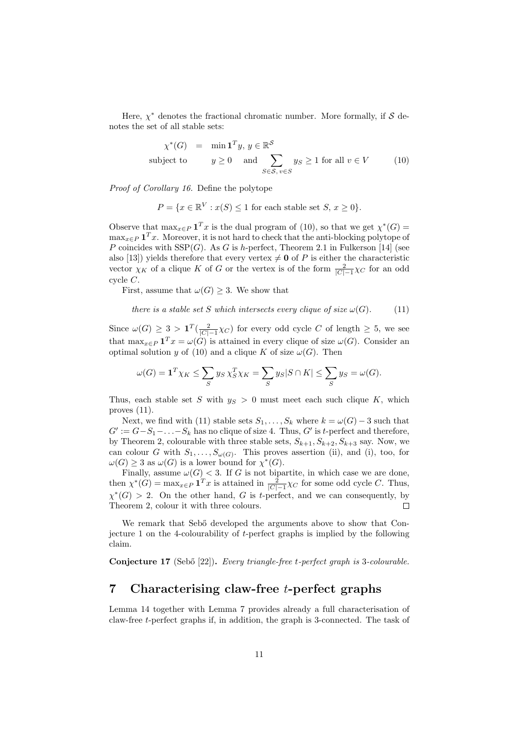Here, $\chi^*$ denotes the fractional chromatic number. More formally, if $\mathcal{S}$ denotes the set of all stable sets:

$$\begin{aligned} \chi^*(G) &= \min \mathbf{1}^T y,\ y \in \mathbb{R}^{\mathcal{S}} \\ \text{subject to} &\quad y \geq 0 \quad \text{and} \sum_{S \in \mathcal{S},\, v \in S} y_S \geq 1 \text{ for all } v \in V \end{aligned} \tag{10}$$

*Proof of Corollary 16.* Define the polytope

$$P = \{x \in \mathbb{R}^V : x(S) \leq 1 \text{ for each stable set } S,\ x \geq 0\}.$$

Observe that $\max_{x \in P} \mathbf{1}^T x$ is the dual program of (10), so that we get $\chi^*(G) = \max_{x \in P} \mathbf{1}^T x$. Moreover, it is not hard to check that the anti-blocking polytope of $P$ coincides with $\mathrm{SSP}(G)$. As $G$ is $h$-perfect, Theorem 2.1 in Fulkerson [14] (see also [13]) yields therefore that every vertex $\neq \mathbf{0}$ of $P$ is either the characteristic vector $\chi_K$ of a clique $K$ of $G$ or the vertex is of the form $\frac{2}{|C|-1}\chi_C$ for an odd cycle $C$.

First, assume that $\omega(G) \geq 3$. We show that

$$\textit{there is a stable set } S \textit{ which intersects every clique of size } \omega(G). \tag{11}$$

Since $\omega(G) \geq 3 > \mathbf{1}^T(\frac{2}{|C|-1}\chi_C)$ for every odd cycle $C$ of length $\geq 5$, we see that $\max_{x \in P} \mathbf{1}^T x = \omega(G)$ is attained in every clique of size $\omega(G)$. Consider an optimal solution $y$ of (10) and a clique $K$ of size $\omega(G)$. Then

$$\omega(G) = \mathbf{1}^T \chi_K \leq \sum_S y_S\, \chi_S^T \chi_K = \sum_S y_S |S \cap K| \leq \sum_S y_S = \omega(G).$$

Thus, each stable set $S$ with $y_S > 0$ must meet each such clique $K$, which proves (11).

Next, we find with (11) stable sets $S_1, \ldots, S_k$ where $k = \omega(G) - 3$ such that $G' := G - S_1 - \ldots - S_k$ has no clique of size 4. Thus, $G'$ is $t$-perfect and therefore, by Theorem 2, colourable with three stable sets, $S_{k+1}, S_{k+2}, S_{k+3}$ say. Now, we can colour $G$ with $S_1, \ldots, S_{\omega(G)}$. This proves assertion (ii), and (i), too, for $\omega(G) \geq 3$ as $\omega(G)$ is a lower bound for $\chi^*(G)$.

Finally, assume $\omega(G) < 3$. If $G$ is not bipartite, in which case we are done, then $\chi^*(G) = \max_{x \in P} \mathbf{1}^T x$ is attained in $\frac{2}{|C|-1}\chi_C$ for some odd cycle $C$. Thus, $\chi^*(G) > 2$. On the other hand, $G$ is $t$-perfect, and we can consequently, by Theorem 2, colour it with three colours. $\square$

We remark that Sebő developed the arguments above to show that Conjecture 1 on the 4-colourability of $t$-perfect graphs is implied by the following claim.

**Conjecture 17** (Sebő [22])**.** *Every triangle-free $t$-perfect graph is 3-colourable.*

# 7 Characterising claw-free $t$-perfect graphs

Lemma 14 together with Lemma 7 provides already a full characterisation of claw-free $t$-perfect graphs if, in addition, the graph is 3-connected. The task of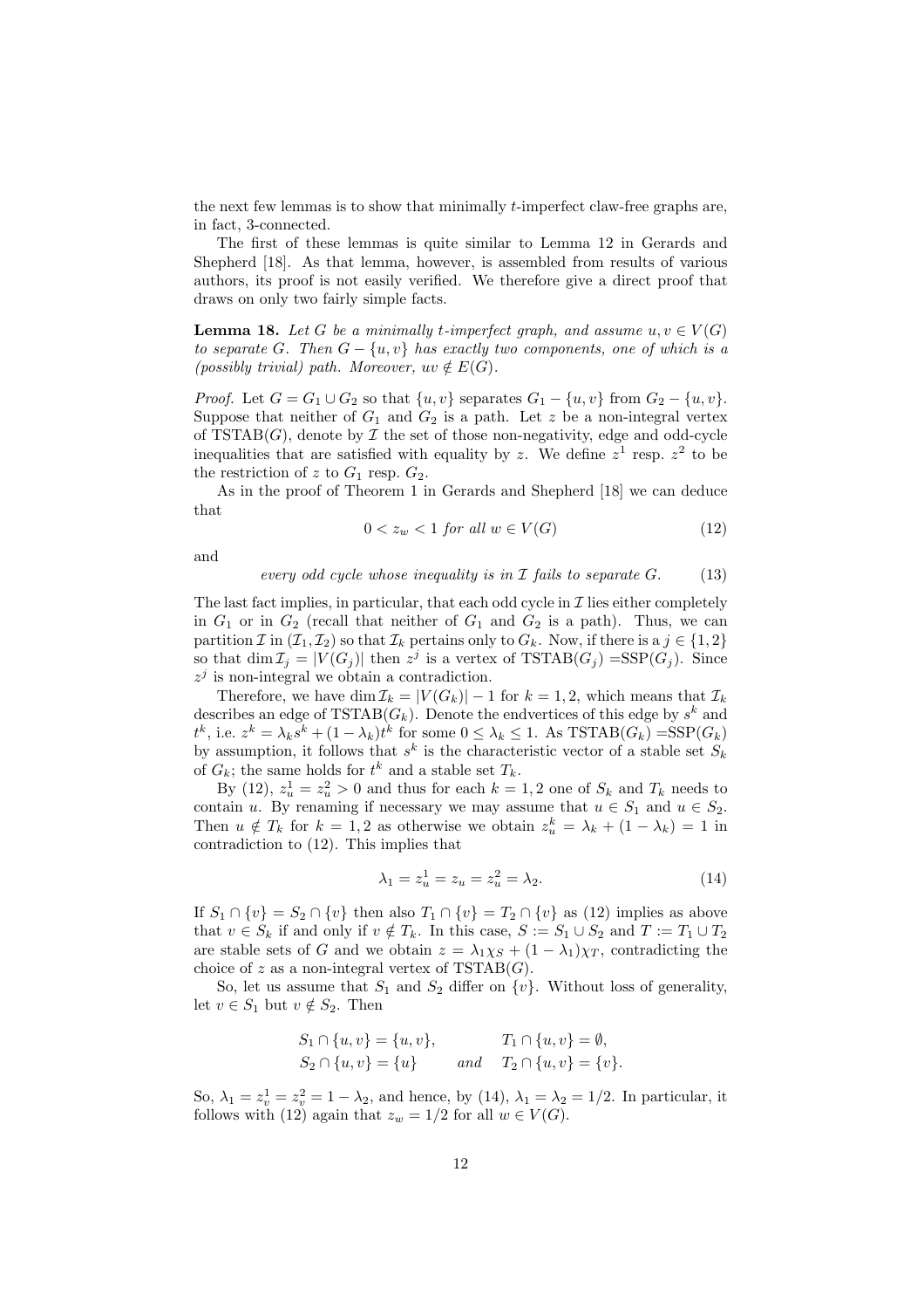the next few lemmas is to show that minimally $t$-imperfect claw-free graphs are, in fact, 3-connected.

The first of these lemmas is quite similar to Lemma 12 in Gerards and Shepherd [18]. As that lemma, however, is assembled from results of various authors, its proof is not easily verified. We therefore give a direct proof that draws on only two fairly simple facts.

**Lemma 18.** *Let $G$ be a minimally $t$-imperfect graph, and assume $u, v \in V(G)$ to separate $G$. Then $G - \{u, v\}$ has exactly two components, one of which is a (possibly trivial) path. Moreover, $uv \notin E(G)$.*

*Proof.* Let $G = G_1 \cup G_2$ so that $\{u, v\}$ separates $G_1 - \{u, v\}$ from $G_2 - \{u, v\}$. Suppose that neither of $G_1$ and $G_2$ is a path. Let $z$ be a non-integral vertex of $\text{TSTAB}(G)$, denote by $\mathcal{I}$ the set of those non-negativity, edge and odd-cycle inequalities that are satisfied with equality by $z$. We define $z^1$ resp. $z^2$ to be the restriction of $z$ to $G_1$ resp. $G_2$.

As in the proof of Theorem 1 in Gerards and Shepherd [18] we can deduce that

$$0 < z_w < 1 \textit{ for all } w \in V(G) \tag{12}$$

and

$$\textit{every odd cycle whose inequality is in } \mathcal{I} \textit{ fails to separate } G. \tag{13}$$

The last fact implies, in particular, that each odd cycle in $\mathcal{I}$ lies either completely in $G_1$ or in $G_2$ (recall that neither of $G_1$ and $G_2$ is a path). Thus, we can partition $\mathcal{I}$ in $(\mathcal{I}_1, \mathcal{I}_2)$ so that $\mathcal{I}_k$ pertains only to $G_k$. Now, if there is a $j \in \{1, 2\}$ so that $\dim \mathcal{I}_j = |V(G_j)|$ then $z^j$ is a vertex of $\text{TSTAB}(G_j) = \text{SSP}(G_j)$. Since $z^j$ is non-integral we obtain a contradiction.

Therefore, we have $\dim \mathcal{I}_k = |V(G_k)| - 1$ for $k = 1, 2$, which means that $\mathcal{I}_k$ describes an edge of $\text{TSTAB}(G_k)$. Denote the endvertices of this edge by $s^k$ and $t^k$, i.e. $z^k = \lambda_k s^k + (1 - \lambda_k) t^k$ for some $0 \leq \lambda_k \leq 1$. As $\text{TSTAB}(G_k) = \text{SSP}(G_k)$ by assumption, it follows that $s^k$ is the characteristic vector of a stable set $S_k$ of $G_k$; the same holds for $t^k$ and a stable set $T_k$.

By (12), $z^1_u = z^2_u > 0$ and thus for each $k = 1, 2$ one of $S_k$ and $T_k$ needs to contain $u$. By renaming if necessary we may assume that $u \in S_1$ and $u \in S_2$. Then $u \notin T_k$ for $k = 1, 2$ as otherwise we obtain $z^k_u = \lambda_k + (1 - \lambda_k) = 1$ in contradiction to (12). This implies that

$$\lambda_1 = z^1_u = z_u = z^2_u = \lambda_2. \tag{14}$$

If $S_1 \cap \{v\} = S_2 \cap \{v\}$ then also $T_1 \cap \{v\} = T_2 \cap \{v\}$ as (12) implies as above that $v \in S_k$ if and only if $v \notin T_k$. In this case, $S := S_1 \cup S_2$ and $T := T_1 \cup T_2$ are stable sets of $G$ and we obtain $z = \lambda_1 \chi_S + (1 - \lambda_1) \chi_T$, contradicting the choice of $z$ as a non-integral vertex of $\text{TSTAB}(G)$.

So, let us assume that $S_1$ and $S_2$ differ on $\{v\}$. Without loss of generality, let $v \in S_1$ but $v \notin S_2$. Then

$$\begin{aligned} S_1 \cap \{u, v\} &= \{u, v\}, & T_1 \cap \{u, v\} &= \emptyset, \\ S_2 \cap \{u, v\} &= \{u\} \quad \textit{and} & T_2 \cap \{u, v\} &= \{v\}. \end{aligned}$$

So, $\lambda_1 = z^1_v = z^2_v = 1 - \lambda_2$, and hence, by (14), $\lambda_1 = \lambda_2 = 1/2$. In particular, it follows with (12) again that $z_w = 1/2$ for all $w \in V(G)$.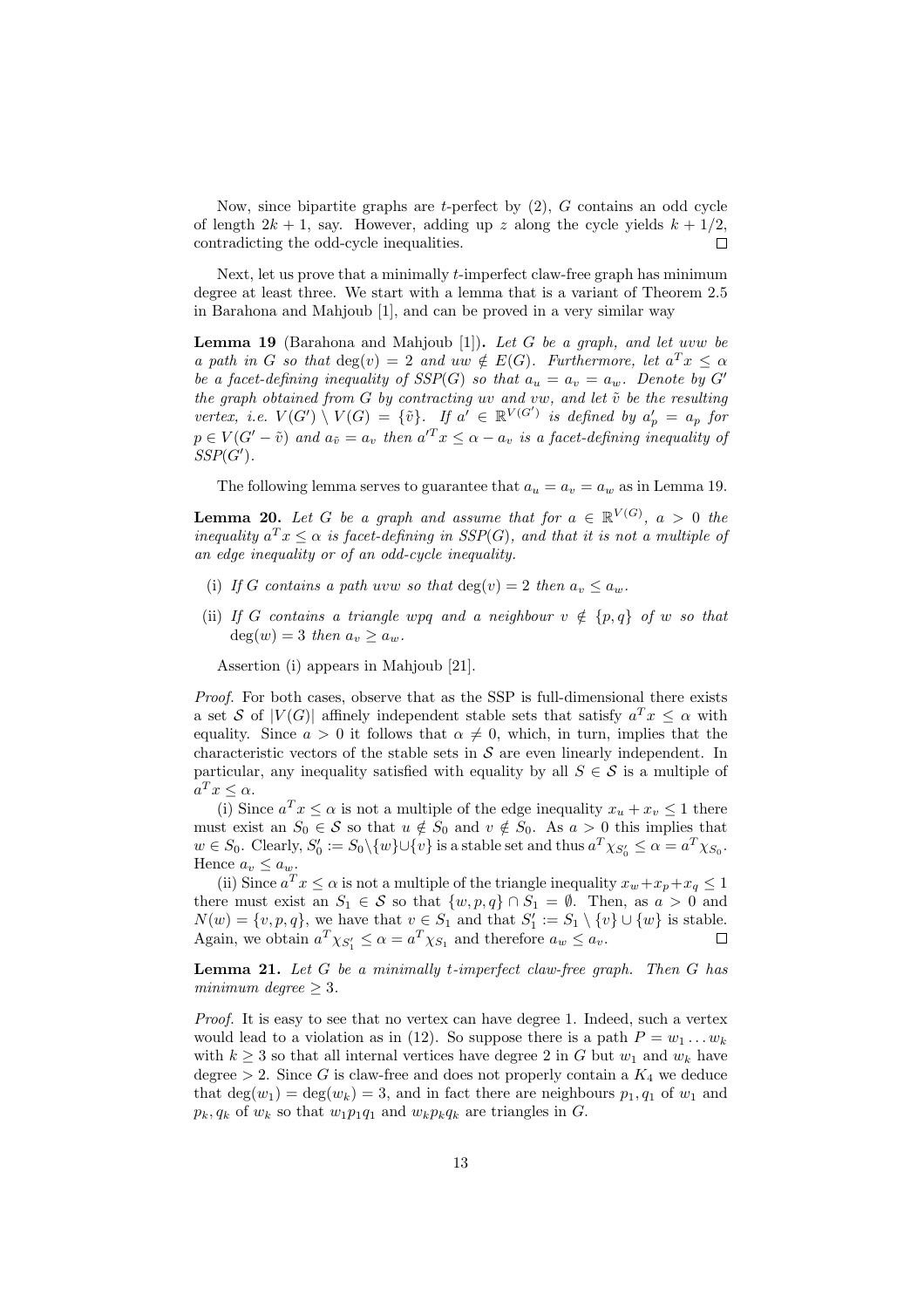Now, since bipartite graphs are $t$-perfect by (2), $G$ contains an odd cycle of length $2k+1$, say. However, adding up $z$ along the cycle yields $k + 1/2$, contradicting the odd-cycle inequalities. $\square$

Next, let us prove that a minimally $t$-imperfect claw-free graph has minimum degree at least three. We start with a lemma that is a variant of Theorem 2.5 in Barahona and Mahjoub [1], and can be proved in a very similar way

**Lemma 19** (Barahona and Mahjoub [1]). *Let $G$ be a graph, and let $uvw$ be a path in $G$ so that $\deg(v) = 2$ and $uw \notin E(G)$. Furthermore, let $a^T x \leq \alpha$ be a facet-defining inequality of $SSP(G)$ so that $a_u = a_v = a_w$. Denote by $G'$ the graph obtained from $G$ by contracting $uv$ and $vw$, and let $\tilde{v}$ be the resulting vertex, i.e. $V(G') \setminus V(G) = \{\tilde{v}\}$. If $a' \in \mathbb{R}^{V(G')}$ is defined by $a'_p = a_p$ for $p \in V(G' - \tilde{v})$ and $a_{\tilde{v}} = a_v$ then $a'^T x \leq \alpha - a_v$ is a facet-defining inequality of $SSP(G')$.*

The following lemma serves to guarantee that $a_u = a_v = a_w$ as in Lemma 19.

**Lemma 20.** *Let $G$ be a graph and assume that for $a \in \mathbb{R}^{V(G)}$, $a > 0$ the inequality $a^T x \leq \alpha$ is facet-defining in $SSP(G)$, and that it is not a multiple of an edge inequality or of an odd-cycle inequality.*

(i) *If $G$ contains a path $uvw$ so that $\deg(v) = 2$ then $a_v \leq a_w$.*

(ii) *If $G$ contains a triangle $wpq$ and a neighbour $v \notin \{p, q\}$ of $w$ so that $\deg(w) = 3$ then $a_v \geq a_w$.*

Assertion (i) appears in Mahjoub [21].

*Proof.* For both cases, observe that as the SSP is full-dimensional there exists a set $\mathcal{S}$ of $|V(G)|$ affinely independent stable sets that satisfy $a^T x \leq \alpha$ with equality. Since $a > 0$ it follows that $\alpha \neq 0$, which, in turn, implies that the characteristic vectors of the stable sets in $\mathcal{S}$ are even linearly independent. In particular, any inequality satisfied with equality by all $S \in \mathcal{S}$ is a multiple of $a^T x \leq \alpha$.

(i) Since $a^T x \leq \alpha$ is not a multiple of the edge inequality $x_u + x_v \leq 1$ there must exist an $S_0 \in \mathcal{S}$ so that $u \notin S_0$ and $v \notin S_0$. As $a > 0$ this implies that $w \in S_0$. Clearly, $S'_0 := S_0 \setminus \{w\} \cup \{v\}$ is a stable set and thus $a^T \chi_{S'_0} \leq \alpha = a^T \chi_{S_0}$. Hence $a_v \leq a_w$.

(ii) Since $a^T x \leq \alpha$ is not a multiple of the triangle inequality $x_w + x_p + x_q \leq 1$ there must exist an $S_1 \in \mathcal{S}$ so that $\{w, p, q\} \cap S_1 = \emptyset$. Then, as $a > 0$ and $N(w) = \{v, p, q\}$, we have that $v \in S_1$ and that $S'_1 := S_1 \setminus \{v\} \cup \{w\}$ is stable. Again, we obtain $a^T \chi_{S'_1} \leq \alpha = a^T \chi_{S_1}$ and therefore $a_w \leq a_v$. $\square$

**Lemma 21.** *Let $G$ be a minimally $t$-imperfect claw-free graph. Then $G$ has minimum degree $\geq 3$.*

*Proof.* It is easy to see that no vertex can have degree 1. Indeed, such a vertex would lead to a violation as in (12). So suppose there is a path $P = w_1 \ldots w_k$ with $k \geq 3$ so that all internal vertices have degree 2 in $G$ but $w_1$ and $w_k$ have degree $> 2$. Since $G$ is claw-free and does not properly contain a $K_4$ we deduce that $\deg(w_1) = \deg(w_k) = 3$, and in fact there are neighbours $p_1, q_1$ of $w_1$ and $p_k, q_k$ of $w_k$ so that $w_1 p_1 q_1$ and $w_k p_k q_k$ are triangles in $G$.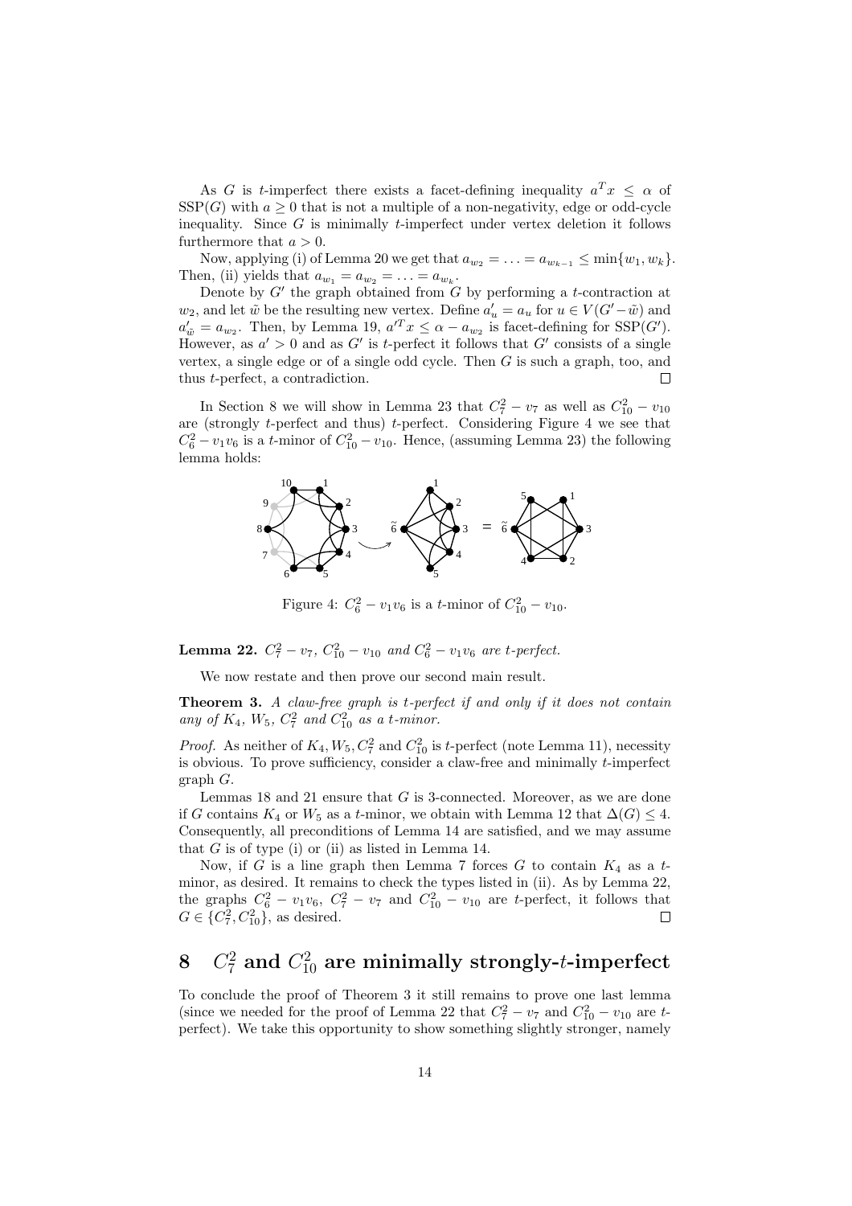As $G$ is $t$-imperfect there exists a facet-defining inequality $a^T x \leq \alpha$ of $\mathrm{SSP}(G)$ with $a \geq 0$ that is not a multiple of a non-negativity, edge or odd-cycle inequality. Since $G$ is minimally $t$-imperfect under vertex deletion it follows furthermore that $a > 0$.

Now, applying (i) of Lemma 20 we get that $a_{w_2} = \ldots = a_{w_{k-1}} \leq \min\{w_1, w_k\}$. Then, (ii) yields that $a_{w_1} = a_{w_2} = \ldots = a_{w_k}$.

Denote by $G'$ the graph obtained from $G$ by performing a $t$-contraction at $w_2$, and let $\tilde{w}$ be the resulting new vertex. Define $a'_u = a_u$ for $u \in V(G' - \tilde{w})$ and $a'_{\tilde{w}} = a_{w_2}$. Then, by Lemma 19, $a'^T x \leq \alpha - a_{w_2}$ is facet-defining for $\mathrm{SSP}(G')$. However, as $a' > 0$ and as $G'$ is $t$-perfect it follows that $G'$ consists of a single vertex, a single edge or of a single odd cycle. Then $G$ is such a graph, too, and thus $t$-perfect, a contradiction. □

In Section 8 we will show in Lemma 23 that $C_7^2 - v_7$ as well as $C_{10}^2 - v_{10}$ are (strongly $t$-perfect and thus) $t$-perfect. Considering Figure 4 we see that $C_6^2 - v_1 v_6$ is a $t$-minor of $C_{10}^2 - v_{10}$. Hence, (assuming Lemma 23) the following lemma holds:

Figure 4: $C_6^2 - v_1 v_6$ is a $t$-minor of $C_{10}^2 - v_{10}$.

**Lemma 22.** *$C_7^2 - v_7$, $C_{10}^2 - v_{10}$ and $C_6^2 - v_1 v_6$ are $t$-perfect.*

We now restate and then prove our second main result.

**Theorem 3.** *A claw-free graph is $t$-perfect if and only if it does not contain any of $K_4$, $W_5$, $C_7^2$ and $C_{10}^2$ as a $t$-minor.*

*Proof.* As neither of $K_4, W_5, C_7^2$ and $C_{10}^2$ is $t$-perfect (note Lemma 11), necessity is obvious. To prove sufficiency, consider a claw-free and minimally $t$-imperfect graph $G$.

Lemmas 18 and 21 ensure that $G$ is 3-connected. Moreover, as we are done if $G$ contains $K_4$ or $W_5$ as a $t$-minor, we obtain with Lemma 12 that $\Delta(G) \leq 4$. Consequently, all preconditions of Lemma 14 are satisfied, and we may assume that $G$ is of type (i) or (ii) as listed in Lemma 14.

Now, if $G$ is a line graph then Lemma 7 forces $G$ to contain $K_4$ as a $t$-minor, as desired. It remains to check the types listed in (ii). As by Lemma 22, the graphs $C_6^2 - v_1 v_6$, $C_7^2 - v_7$ and $C_{10}^2 - v_{10}$ are $t$-perfect, it follows that $G \in \{C_7^2, C_{10}^2\}$, as desired. □

# 8 $C_7^2$ and $C_{10}^2$ are minimally strongly-$t$-imperfect

To conclude the proof of Theorem 3 it still remains to prove one last lemma (since we needed for the proof of Lemma 22 that $C_7^2 - v_7$ and $C_{10}^2 - v_{10}$ are $t$-perfect). We take this opportunity to show something slightly stronger, namely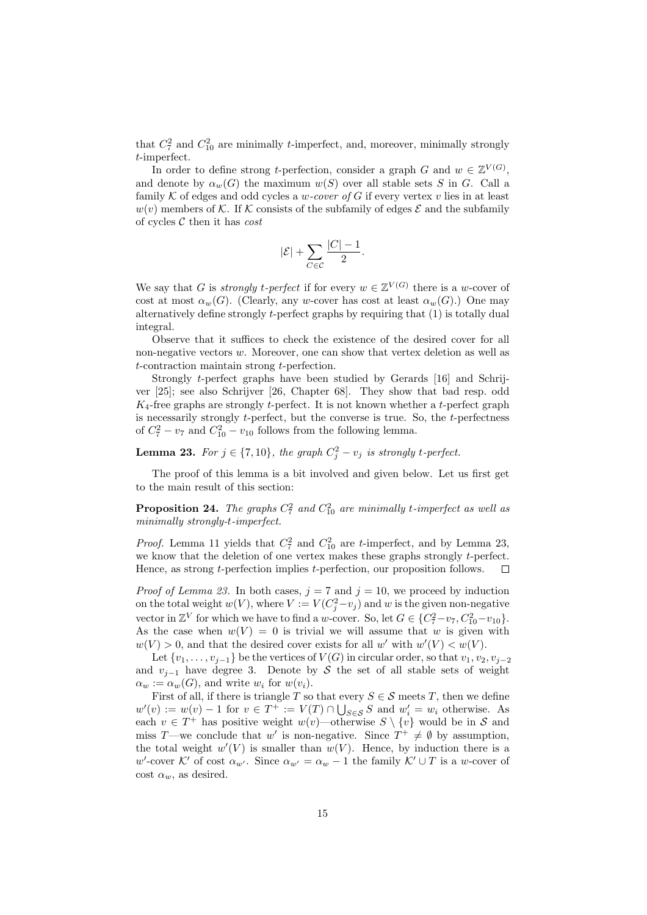that $C_7^2$ and $C_{10}^2$ are minimally $t$-imperfect, and, moreover, minimally strongly $t$-imperfect.

In order to define strong $t$-perfection, consider a graph $G$ and $w \in \mathbb{Z}^{V(G)}$, and denote by $\alpha_w(G)$ the maximum $w(S)$ over all stable sets $S$ in $G$. Call a family $\mathcal{K}$ of edges and odd cycles a *$w$-cover of $G$* if every vertex $v$ lies in at least $w(v)$ members of $\mathcal{K}$. If $\mathcal{K}$ consists of the subfamily of edges $\mathcal{E}$ and the subfamily of cycles $\mathcal{C}$ then it has *cost*

$$|\mathcal{E}| + \sum_{C \in \mathcal{C}} \frac{|C|-1}{2}.$$

We say that $G$ is *strongly $t$-perfect* if for every $w \in \mathbb{Z}^{V(G)}$ there is a $w$-cover of cost at most $\alpha_w(G)$. (Clearly, any $w$-cover has cost at least $\alpha_w(G)$.) One may alternatively define strongly $t$-perfect graphs by requiring that (1) is totally dual integral.

Observe that it suffices to check the existence of the desired cover for all non-negative vectors $w$. Moreover, one can show that vertex deletion as well as $t$-contraction maintain strong $t$-perfection.

Strongly $t$-perfect graphs have been studied by Gerards [16] and Schrijver [25]; see also Schrijver [26, Chapter 68]. They show that bad resp. odd $K_4$-free graphs are strongly $t$-perfect. It is not known whether a $t$-perfect graph is necessarily strongly $t$-perfect, but the converse is true. So, the $t$-perfectness of $C_7^2 - v_7$ and $C_{10}^2 - v_{10}$ follows from the following lemma.

**Lemma 23.** *For $j \in \{7, 10\}$, the graph $C_j^2 - v_j$ is strongly $t$-perfect.*

The proof of this lemma is a bit involved and given below. Let us first get to the main result of this section:

**Proposition 24.** *The graphs $C_7^2$ and $C_{10}^2$ are minimally $t$-imperfect as well as minimally strongly-$t$-imperfect.*

*Proof.* Lemma 11 yields that $C_7^2$ and $C_{10}^2$ are $t$-imperfect, and by Lemma 23, we know that the deletion of one vertex makes these graphs strongly $t$-perfect. Hence, as strong $t$-perfection implies $t$-perfection, our proposition follows. $\square$

*Proof of Lemma 23.* In both cases, $j = 7$ and $j = 10$, we proceed by induction on the total weight $w(V)$, where $V := V(C_j^2 - v_j)$ and $w$ is the given non-negative vector in $\mathbb{Z}^V$ for which we have to find a $w$-cover. So, let $G \in \{C_7^2 - v_7, C_{10}^2 - v_{10}\}$. As the case when $w(V) = 0$ is trivial we will assume that $w$ is given with $w(V) > 0$, and that the desired cover exists for all $w'$ with $w'(V) < w(V)$.

Let $\{v_1, \ldots, v_{j-1}\}$ be the vertices of $V(G)$ in circular order, so that $v_1, v_2, v_{j-2}$ and $v_{j-1}$ have degree 3. Denote by $\mathcal{S}$ the set of all stable sets of weight $\alpha_w := \alpha_w(G)$, and write $w_i$ for $w(v_i)$.

First of all, if there is triangle $T$ so that every $S \in \mathcal{S}$ meets $T$, then we define $w'(v) := w(v) - 1$ for $v \in T^+ := V(T) \cap \bigcup_{S \in \mathcal{S}} S$ and $w'_i = w_i$ otherwise. As each $v \in T^+$ has positive weight $w(v)$—otherwise $S \setminus \{v\}$ would be in $\mathcal{S}$ and miss $T$—we conclude that $w'$ is non-negative. Since $T^+ \neq \emptyset$ by assumption, the total weight $w'(V)$ is smaller than $w(V)$. Hence, by induction there is a $w'$-cover $\mathcal{K}'$ of cost $\alpha_{w'}$. Since $\alpha_{w'} = \alpha_w - 1$ the family $\mathcal{K}' \cup T$ is a $w$-cover of cost $\alpha_w$, as desired.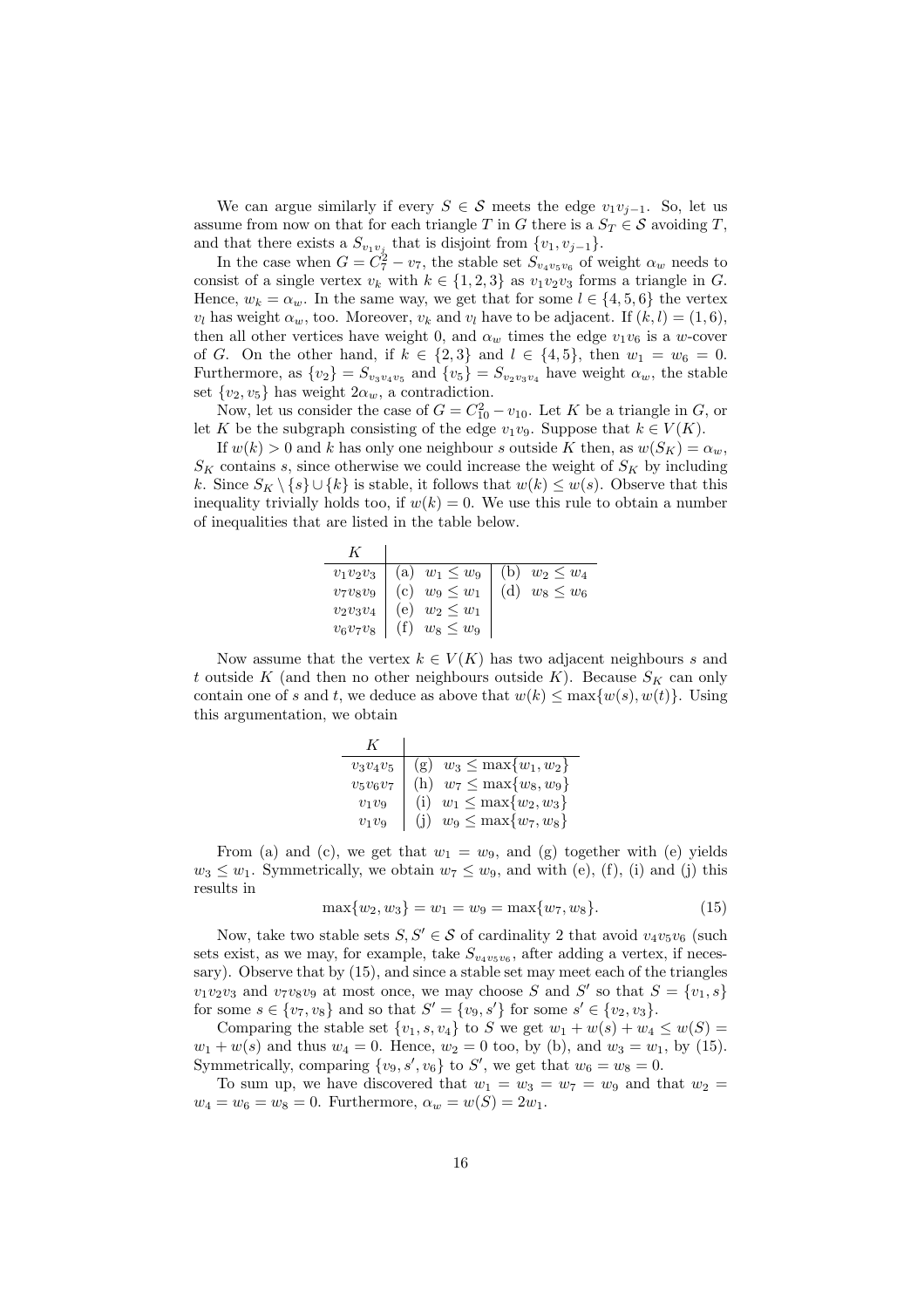We can argue similarly if every $S \in \mathcal{S}$ meets the edge $v_1v_{j-1}$. So, let us assume from now on that for each triangle $T$ in $G$ there is a $S_T \in \mathcal{S}$ avoiding $T$, and that there exists a $S_{v_1v_j}$ that is disjoint from $\{v_1, v_{j-1}\}$.

In the case when $G = C_7^2 - v_7$, the stable set $S_{v_4v_5v_6}$ of weight $\alpha_w$ needs to consist of a single vertex $v_k$ with $k \in \{1, 2, 3\}$ as $v_1v_2v_3$ forms a triangle in $G$. Hence, $w_k = \alpha_w$. In the same way, we get that for some $l \in \{4, 5, 6\}$ the vertex $v_l$ has weight $\alpha_w$, too. Moreover, $v_k$ and $v_l$ have to be adjacent. If $(k, l) = (1, 6)$, then all other vertices have weight 0, and $\alpha_w$ times the edge $v_1v_6$ is a $w$-cover of $G$. On the other hand, if $k \in \{2, 3\}$ and $l \in \{4, 5\}$, then $w_1 = w_6 = 0$. Furthermore, as $\{v_2\} = S_{v_3v_4v_5}$ and $\{v_5\} = S_{v_2v_3v_4}$ have weight $\alpha_w$, the stable set $\{v_2, v_5\}$ has weight $2\alpha_w$, a contradiction.

Now, let us consider the case of $G = C_{10}^2 - v_{10}$. Let $K$ be a triangle in $G$, or let $K$ be the subgraph consisting of the edge $v_1v_9$. Suppose that $k \in V(K)$.

If $w(k) > 0$ and $k$ has only one neighbour $s$ outside $K$ then, as $w(S_K) = \alpha_w$, $S_K$ contains $s$, since otherwise we could increase the weight of $S_K$ by including $k$. Since $S_K \setminus \{s\} \cup \{k\}$ is stable, it follows that $w(k) \leq w(s)$. Observe that this inequality trivially holds too, if $w(k) = 0$. We use this rule to obtain a number of inequalities that are listed in the table below.

| $K$ | | |
|---|---|---|
| $v_1v_2v_3$ | (a) $w_1 \leq w_9$ | (b) $w_2 \leq w_4$ |
| $v_7v_8v_9$ | (c) $w_9 \leq w_1$ | (d) $w_8 \leq w_6$ |
| $v_2v_3v_4$ | (e) $w_2 \leq w_1$ | |
| $v_6v_7v_8$ | (f) $w_8 \leq w_9$ | |

Now assume that the vertex $k \in V(K)$ has two adjacent neighbours $s$ and $t$ outside $K$ (and then no other neighbours outside $K$). Because $S_K$ can only contain one of $s$ and $t$, we deduce as above that $w(k) \leq \max\{w(s), w(t)\}$. Using this argumentation, we obtain

| $K$ | |
|---|---|
| $v_3v_4v_5$ | (g) $w_3 \leq \max\{w_1, w_2\}$ |
| $v_5v_6v_7$ | (h) $w_7 \leq \max\{w_8, w_9\}$ |
| $v_1v_9$ | (i) $w_1 \leq \max\{w_2, w_3\}$ |
| $v_1v_9$ | (j) $w_9 \leq \max\{w_7, w_8\}$ |

From (a) and (c), we get that $w_1 = w_9$, and (g) together with (e) yields $w_3 \leq w_1$. Symmetrically, we obtain $w_7 \leq w_9$, and with (e), (f), (i) and (j) this results in

$$\max\{w_2, w_3\} = w_1 = w_9 = \max\{w_7, w_8\}. \tag{15}$$

Now, take two stable sets $S, S' \in \mathcal{S}$ of cardinality 2 that avoid $v_4v_5v_6$ (such sets exist, as we may, for example, take $S_{v_4v_5v_6}$, after adding a vertex, if necessary). Observe that by (15), and since a stable set may meet each of the triangles $v_1v_2v_3$ and $v_7v_8v_9$ at most once, we may choose $S$ and $S'$ so that $S = \{v_1, s\}$ for some $s \in \{v_7, v_8\}$ and so that $S' = \{v_9, s'\}$ for some $s' \in \{v_2, v_3\}$.

Comparing the stable set $\{v_1, s, v_4\}$ to $S$ we get $w_1 + w(s) + w_4 \leq w(S) = w_1 + w(s)$ and thus $w_4 = 0$. Hence, $w_2 = 0$ too, by (b), and $w_3 = w_1$, by (15). Symmetrically, comparing $\{v_9, s', v_6\}$ to $S'$, we get that $w_6 = w_8 = 0$.

To sum up, we have discovered that $w_1 = w_3 = w_7 = w_9$ and that $w_2 = w_4 = w_6 = w_8 = 0$. Furthermore, $\alpha_w = w(S) = 2w_1$.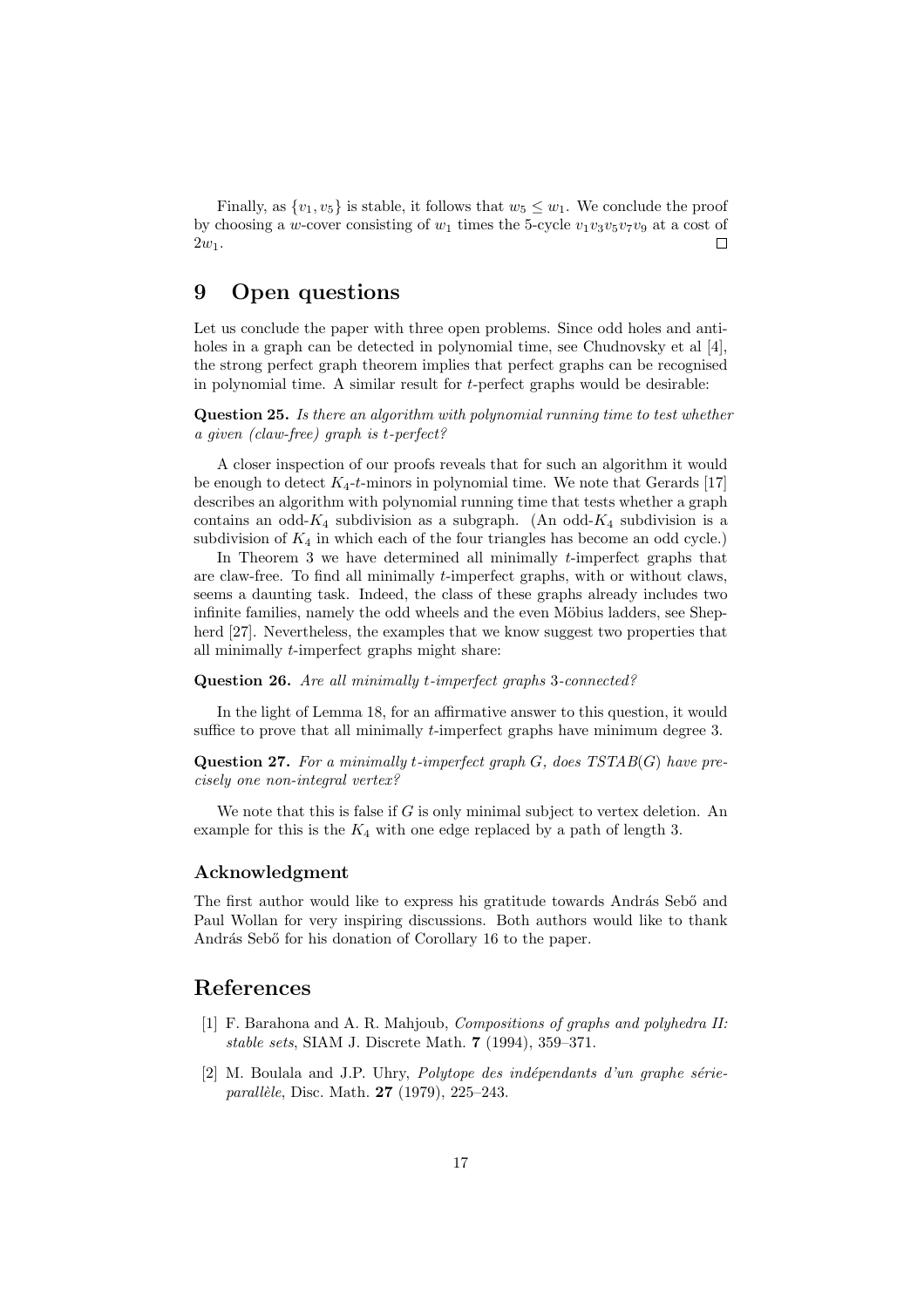Finally, as $\{v_1, v_5\}$ is stable, it follows that $w_5 \leq w_1$. We conclude the proof by choosing a $w$-cover consisting of $w_1$ times the 5-cycle $v_1v_3v_5v_7v_9$ at a cost of $2w_1$. □

# 9 Open questions

Let us conclude the paper with three open problems. Since odd holes and antiholes in a graph can be detected in polynomial time, see Chudnovsky et al [4], the strong perfect graph theorem implies that perfect graphs can be recognised in polynomial time. A similar result for $t$-perfect graphs would be desirable:

**Question 25.** *Is there an algorithm with polynomial running time to test whether a given (claw-free) graph is t-perfect?*

A closer inspection of our proofs reveals that for such an algorithm it would be enough to detect $K_4$-$t$-minors in polynomial time. We note that Gerards [17] describes an algorithm with polynomial running time that tests whether a graph contains an odd-$K_4$ subdivision as a subgraph. (An odd-$K_4$ subdivision is a subdivision of $K_4$ in which each of the four triangles has become an odd cycle.)

In Theorem 3 we have determined all minimally $t$-imperfect graphs that are claw-free. To find all minimally $t$-imperfect graphs, with or without claws, seems a daunting task. Indeed, the class of these graphs already includes two infinite families, namely the odd wheels and the even Möbius ladders, see Shepherd [27]. Nevertheless, the examples that we know suggest two properties that all minimally $t$-imperfect graphs might share:

**Question 26.** *Are all minimally t-imperfect graphs 3-connected?*

In the light of Lemma 18, for an affirmative answer to this question, it would suffice to prove that all minimally $t$-imperfect graphs have minimum degree 3.

**Question 27.** *For a minimally t-imperfect graph G, does TSTAB(G) have precisely one non-integral vertex?*

We note that this is false if $G$ is only minimal subject to vertex deletion. An example for this is the $K_4$ with one edge replaced by a path of length 3.

### Acknowledgment

The first author would like to express his gratitude towards András Sebő and Paul Wollan for very inspiring discussions. Both authors would like to thank András Sebő for his donation of Corollary 16 to the paper.

## References

[1] F. Barahona and A. R. Mahjoub, *Compositions of graphs and polyhedra II: stable sets*, SIAM J. Discrete Math. **7** (1994), 359–371.

[2] M. Boulala and J.P. Uhry, *Polytope des indépendants d'un graphe série-parallèle*, Disc. Math. **27** (1979), 225–243.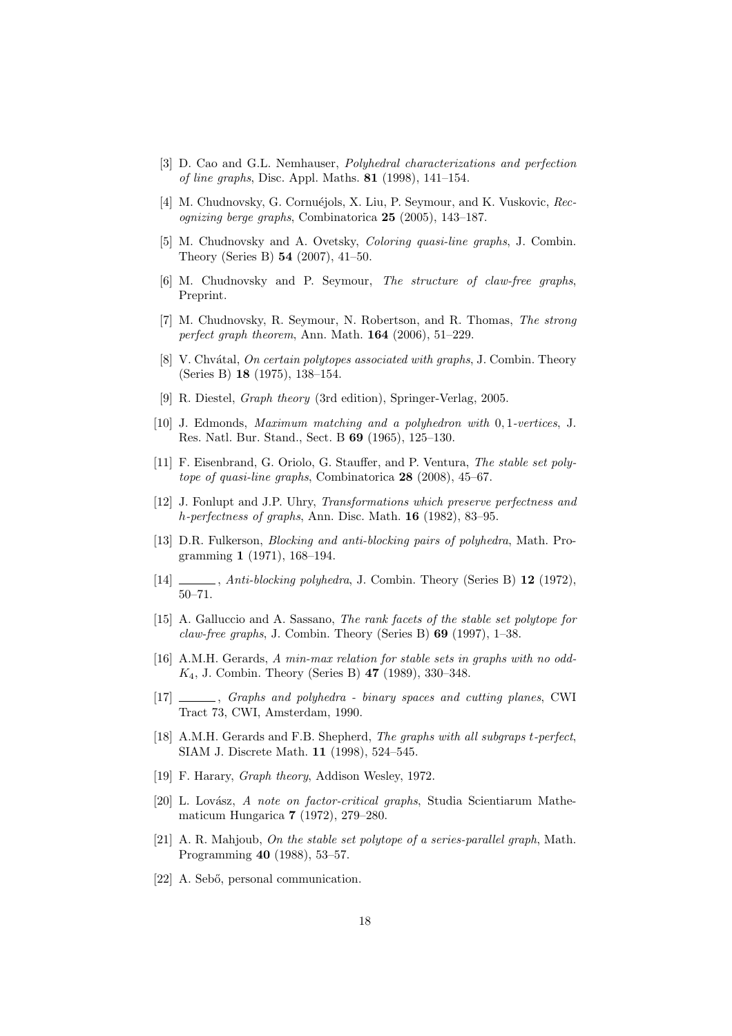[3] D. Cao and G.L. Nemhauser, *Polyhedral characterizations and perfection of line graphs*, Disc. Appl. Maths. **81** (1998), 141–154.

[4] M. Chudnovsky, G. Cornuéjols, X. Liu, P. Seymour, and K. Vuskovic, *Recognizing berge graphs*, Combinatorica **25** (2005), 143–187.

[5] M. Chudnovsky and A. Ovetsky, *Coloring quasi-line graphs*, J. Combin. Theory (Series B) **54** (2007), 41–50.

[6] M. Chudnovsky and P. Seymour, *The structure of claw-free graphs*, Preprint.

[7] M. Chudnovsky, R. Seymour, N. Robertson, and R. Thomas, *The strong perfect graph theorem*, Ann. Math. **164** (2006), 51–229.

[8] V. Chvátal, *On certain polytopes associated with graphs*, J. Combin. Theory (Series B) **18** (1975), 138–154.

[9] R. Diestel, *Graph theory* (3rd edition), Springer-Verlag, 2005.

[10] J. Edmonds, *Maximum matching and a polyhedron with* $0, 1$*-vertices*, J. Res. Natl. Bur. Stand., Sect. B **69** (1965), 125–130.

[11] F. Eisenbrand, G. Oriolo, G. Stauffer, and P. Ventura, *The stable set polytope of quasi-line graphs*, Combinatorica **28** (2008), 45–67.

[12] J. Fonlupt and J.P. Uhry, *Transformations which preserve perfectness and h-perfectness of graphs*, Ann. Disc. Math. **16** (1982), 83–95.

[13] D.R. Fulkerson, *Blocking and anti-blocking pairs of polyhedra*, Math. Programming **1** (1971), 168–194.

[14] ______, *Anti-blocking polyhedra*, J. Combin. Theory (Series B) **12** (1972), 50–71.

[15] A. Galluccio and A. Sassano, *The rank facets of the stable set polytope for claw-free graphs*, J. Combin. Theory (Series B) **69** (1997), 1–38.

[16] A.M.H. Gerards, *A min-max relation for stable sets in graphs with no odd-*$K_4$, J. Combin. Theory (Series B) **47** (1989), 330–348.

[17] ______, *Graphs and polyhedra - binary spaces and cutting planes*, CWI Tract 73, CWI, Amsterdam, 1990.

[18] A.M.H. Gerards and F.B. Shepherd, *The graphs with all subgraps t-perfect*, SIAM J. Discrete Math. **11** (1998), 524–545.

[19] F. Harary, *Graph theory*, Addison Wesley, 1972.

[20] L. Lovász, *A note on factor-critical graphs*, Studia Scientiarum Mathematicum Hungarica **7** (1972), 279–280.

[21] A. R. Mahjoub, *On the stable set polytope of a series-parallel graph*, Math. Programming **40** (1988), 53–57.

[22] A. Sebő, personal communication.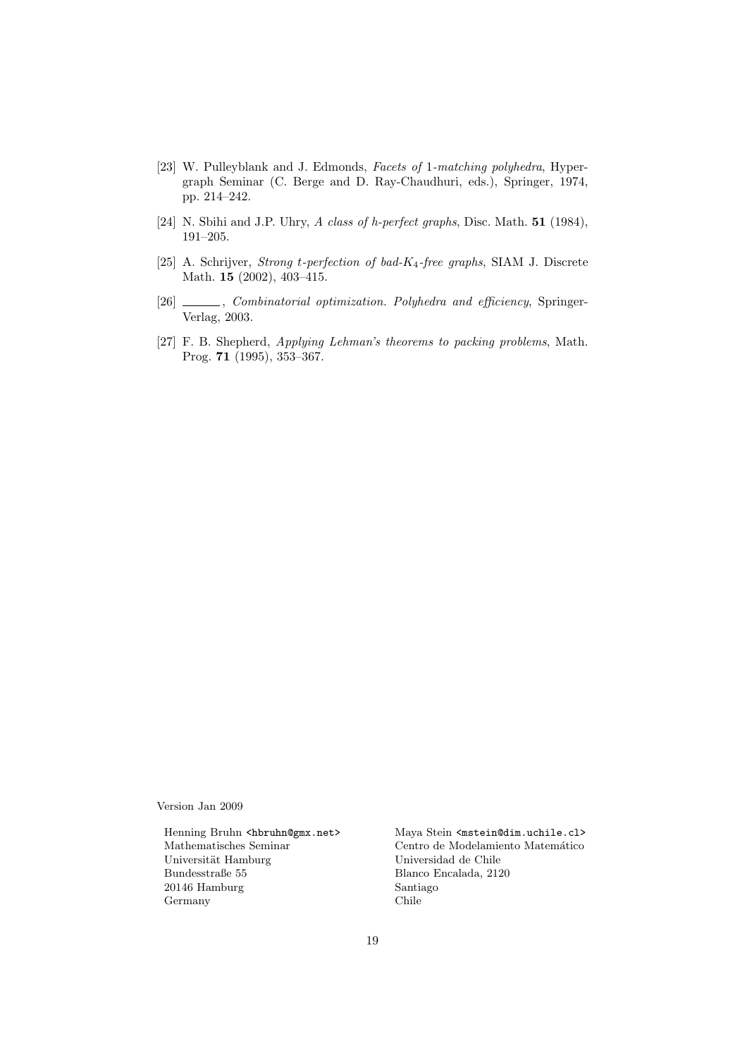[23] W. Pulleyblank and J. Edmonds, *Facets of 1-matching polyhedra*, Hypergraph Seminar (C. Berge and D. Ray-Chaudhuri, eds.), Springer, 1974, pp. 214–242.

[24] N. Sbihi and J.P. Uhry, *A class of h-perfect graphs*, Disc. Math. **51** (1984), 191–205.

[25] A. Schrijver, *Strong t-perfection of bad-$K_4$-free graphs*, SIAM J. Discrete Math. **15** (2002), 403–415.

[26] ______, *Combinatorial optimization. Polyhedra and efficiency*, Springer-Verlag, 2003.

[27] F. B. Shepherd, *Applying Lehman's theorems to packing problems*, Math. Prog. **71** (1995), 353–367.

Version Jan 2009

Henning Bruhn <hbruhn@gmx.net>
Mathematisches Seminar
Universität Hamburg
Bundesstraße 55
20146 Hamburg
Germany

Maya Stein <mstein@dim.uchile.cl>
Centro de Modelamiento Matemático
Universidad de Chile
Blanco Encalada, 2120
Santiago
Chile